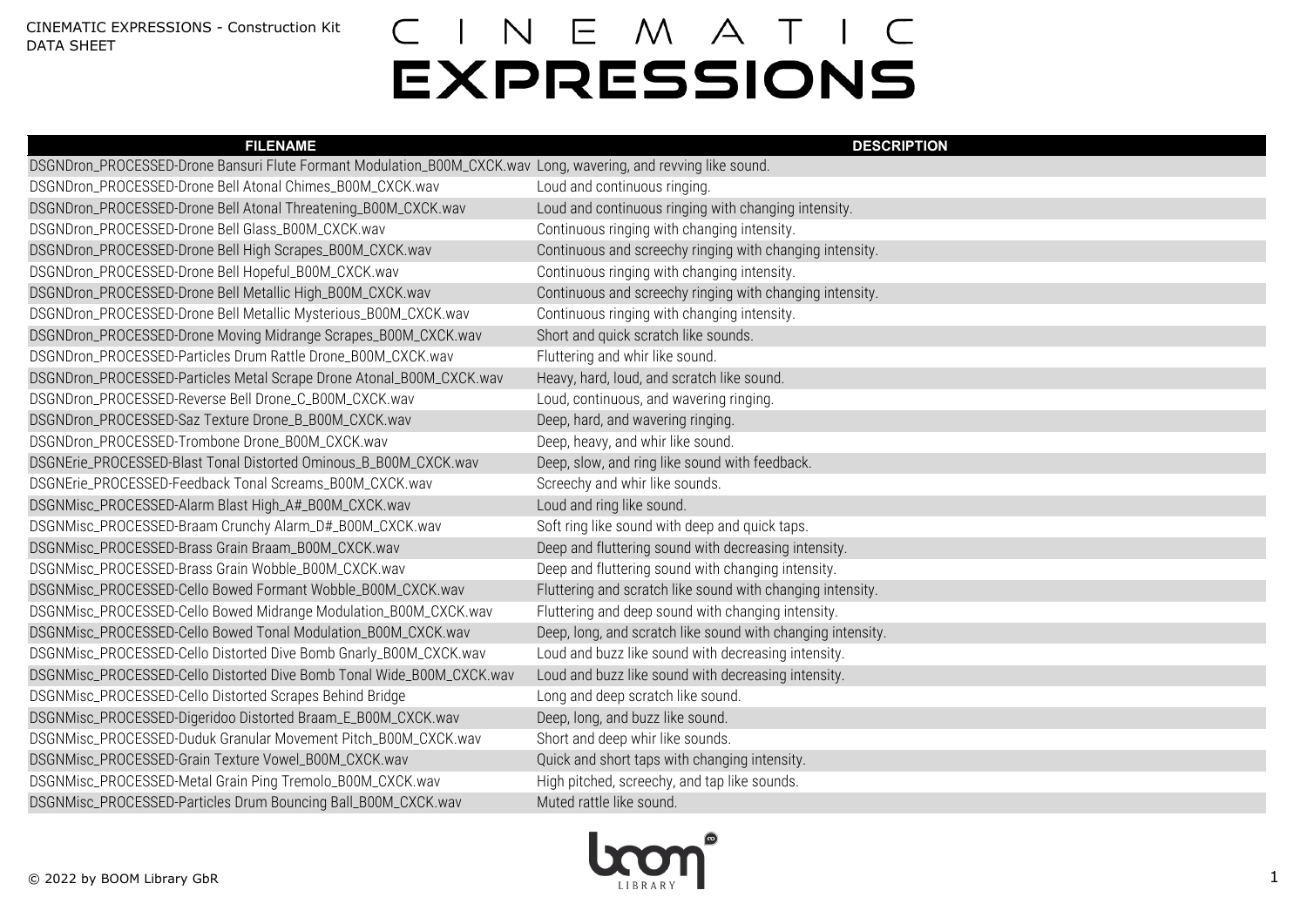CINEMATIC EXPRESSIONS - Construction Kit
DATA SHEET

# CINEMATIC EXPRESSIONS

| FILENAME | DESCRIPTION |
|---|---|
| DSGNDron_PROCESSED-Drone Bansuri Flute Formant Modulation_B00M_CXCK.wav | Long, wavering, and revving like sound. |
| DSGNDron_PROCESSED-Drone Bell Atonal Chimes_B00M_CXCK.wav | Loud and continuous ringing. |
| DSGNDron_PROCESSED-Drone Bell Atonal Threatening_B00M_CXCK.wav | Loud and continuous ringing with changing intensity. |
| DSGNDron_PROCESSED-Drone Bell Glass_B00M_CXCK.wav | Continuous ringing with changing intensity. |
| DSGNDron_PROCESSED-Drone Bell High Scrapes_B00M_CXCK.wav | Continuous and screechy ringing with changing intensity. |
| DSGNDron_PROCESSED-Drone Bell Hopeful_B00M_CXCK.wav | Continuous ringing with changing intensity. |
| DSGNDron_PROCESSED-Drone Bell Metallic High_B00M_CXCK.wav | Continuous and screechy ringing with changing intensity. |
| DSGNDron_PROCESSED-Drone Bell Metallic Mysterious_B00M_CXCK.wav | Continuous ringing with changing intensity. |
| DSGNDron_PROCESSED-Drone Moving Midrange Scrapes_B00M_CXCK.wav | Short and quick scratch like sounds. |
| DSGNDron_PROCESSED-Particles Drum Rattle Drone_B00M_CXCK.wav | Fluttering and whir like sound. |
| DSGNDron_PROCESSED-Particles Metal Scrape Drone Atonal_B00M_CXCK.wav | Heavy, hard, loud, and scratch like sound. |
| DSGNDron_PROCESSED-Reverse Bell Drone_C_B00M_CXCK.wav | Loud, continuous, and wavering ringing. |
| DSGNDron_PROCESSED-Saz Texture Drone_B_B00M_CXCK.wav | Deep, hard, and wavering ringing. |
| DSGNDron_PROCESSED-Trombone Drone_B00M_CXCK.wav | Deep, heavy, and whir like sound. |
| DSGNErie_PROCESSED-Blast Tonal Distorted Ominous_B_B00M_CXCK.wav | Deep, slow, and ring like sound with feedback. |
| DSGNErie_PROCESSED-Feedback Tonal Screams_B00M_CXCK.wav | Screechy and whir like sounds. |
| DSGNMisc_PROCESSED-Alarm Blast High_A#_B00M_CXCK.wav | Loud and ring like sound. |
| DSGNMisc_PROCESSED-Braam Crunchy Alarm_D#_B00M_CXCK.wav | Soft ring like sound with deep and quick taps. |
| DSGNMisc_PROCESSED-Brass Grain Braam_B00M_CXCK.wav | Deep and fluttering sound with decreasing intensity. |
| DSGNMisc_PROCESSED-Brass Grain Wobble_B00M_CXCK.wav | Deep and fluttering sound with changing intensity. |
| DSGNMisc_PROCESSED-Cello Bowed Formant Wobble_B00M_CXCK.wav | Fluttering and scratch like sound with changing intensity. |
| DSGNMisc_PROCESSED-Cello Bowed Midrange Modulation_B00M_CXCK.wav | Fluttering and deep sound with changing intensity. |
| DSGNMisc_PROCESSED-Cello Bowed Tonal Modulation_B00M_CXCK.wav | Deep, long, and scratch like sound with changing intensity. |
| DSGNMisc_PROCESSED-Cello Distorted Dive Bomb Gnarly_B00M_CXCK.wav | Loud and buzz like sound with decreasing intensity. |
| DSGNMisc_PROCESSED-Cello Distorted Dive Bomb Tonal Wide_B00M_CXCK.wav | Loud and buzz like sound with decreasing intensity. |
| DSGNMisc_PROCESSED-Cello Distorted Scrapes Behind Bridge | Long and deep scratch like sound. |
| DSGNMisc_PROCESSED-Digeridoo Distorted Braam_E_B00M_CXCK.wav | Deep, long, and buzz like sound. |
| DSGNMisc_PROCESSED-Duduk Granular Movement Pitch_B00M_CXCK.wav | Short and deep whir like sounds. |
| DSGNMisc_PROCESSED-Grain Texture Vowel_B00M_CXCK.wav | Quick and short taps with changing intensity. |
| DSGNMisc_PROCESSED-Metal Grain Ping Tremolo_B00M_CXCK.wav | High pitched, screechy, and tap like sounds. |
| DSGNMisc_PROCESSED-Particles Drum Bouncing Ball_B00M_CXCK.wav | Muted rattle like sound. |

© 2022 by BOOM Library GbR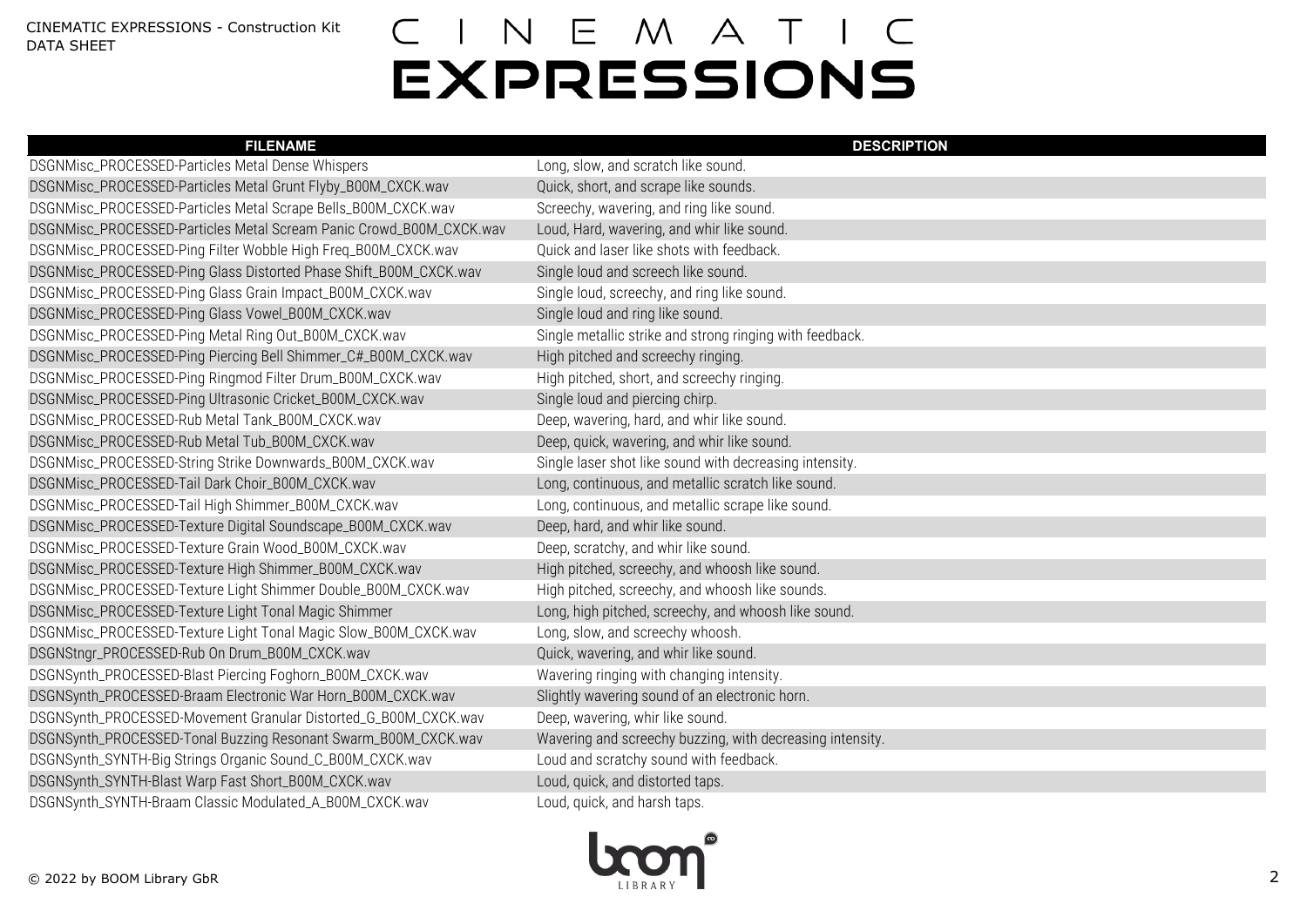| FILENAME | DESCRIPTION |
| --- | --- |
| DSGNMisc_PROCESSED-Particles Metal Dense Whispers | Long, slow, and scratch like sound. |
| DSGNMisc_PROCESSED-Particles Metal Grunt Flyby_B00M_CXCK.wav | Quick, short, and scrape like sounds. |
| DSGNMisc_PROCESSED-Particles Metal Scrape Bells_B00M_CXCK.wav | Screechy, wavering, and ring like sound. |
| DSGNMisc_PROCESSED-Particles Metal Scream Panic Crowd_B00M_CXCK.wav | Loud, Hard, wavering, and whir like sound. |
| DSGNMisc_PROCESSED-Ping Filter Wobble High Freq_B00M_CXCK.wav | Quick and laser like shots with feedback. |
| DSGNMisc_PROCESSED-Ping Glass Distorted Phase Shift_B00M_CXCK.wav | Single loud and screech like sound. |
| DSGNMisc_PROCESSED-Ping Glass Grain Impact_B00M_CXCK.wav | Single loud, screechy, and ring like sound. |
| DSGNMisc_PROCESSED-Ping Glass Vowel_B00M_CXCK.wav | Single loud and ring like sound. |
| DSGNMisc_PROCESSED-Ping Metal Ring Out_B00M_CXCK.wav | Single metallic strike and strong ringing with feedback. |
| DSGNMisc_PROCESSED-Ping Piercing Bell Shimmer_C#_B00M_CXCK.wav | High pitched and screechy ringing. |
| DSGNMisc_PROCESSED-Ping Ringmod Filter Drum_B00M_CXCK.wav | High pitched, short, and screechy ringing. |
| DSGNMisc_PROCESSED-Ping Ultrasonic Cricket_B00M_CXCK.wav | Single loud and piercing chirp. |
| DSGNMisc_PROCESSED-Rub Metal Tank_B00M_CXCK.wav | Deep, wavering, hard, and whir like sound. |
| DSGNMisc_PROCESSED-Rub Metal Tub_B00M_CXCK.wav | Deep, quick, wavering, and whir like sound. |
| DSGNMisc_PROCESSED-String Strike Downwards_B00M_CXCK.wav | Single laser shot like sound with decreasing intensity. |
| DSGNMisc_PROCESSED-Tail Dark Choir_B00M_CXCK.wav | Long, continuous, and metallic scratch like sound. |
| DSGNMisc_PROCESSED-Tail High Shimmer_B00M_CXCK.wav | Long, continuous, and metallic scrape like sound. |
| DSGNMisc_PROCESSED-Texture Digital Soundscape_B00M_CXCK.wav | Deep, hard, and whir like sound. |
| DSGNMisc_PROCESSED-Texture Grain Wood_B00M_CXCK.wav | Deep, scratchy, and whir like sound. |
| DSGNMisc_PROCESSED-Texture High Shimmer_B00M_CXCK.wav | High pitched, screechy, and whoosh like sound. |
| DSGNMisc_PROCESSED-Texture Light Shimmer Double_B00M_CXCK.wav | High pitched, screechy, and whoosh like sounds. |
| DSGNMisc_PROCESSED-Texture Light Tonal Magic Shimmer | Long, high pitched, screechy, and whoosh like sound. |
| DSGNMisc_PROCESSED-Texture Light Tonal Magic Slow_B00M_CXCK.wav | Long, slow, and screechy whoosh. |
| DSGNStngr_PROCESSED-Rub On Drum_B00M_CXCK.wav | Quick, wavering, and whir like sound. |
| DSGNSynth_PROCESSED-Blast Piercing Foghorn_B00M_CXCK.wav | Wavering ringing with changing intensity. |
| DSGNSynth_PROCESSED-Braam Electronic War Horn_B00M_CXCK.wav | Slightly wavering sound of an electronic horn. |
| DSGNSynth_PROCESSED-Movement Granular Distorted_G_B00M_CXCK.wav | Deep, wavering, whir like sound. |
| DSGNSynth_PROCESSED-Tonal Buzzing Resonant Swarm_B00M_CXCK.wav | Wavering and screechy buzzing, with decreasing intensity. |
| DSGNSynth_SYNTH-Big Strings Organic Sound_C_B00M_CXCK.wav | Loud and scratchy sound with feedback. |
| DSGNSynth_SYNTH-Blast Warp Fast Short_B00M_CXCK.wav | Loud, quick, and distorted taps. |
| DSGNSynth_SYNTH-Braam Classic Modulated_A_B00M_CXCK.wav | Loud, quick, and harsh taps. |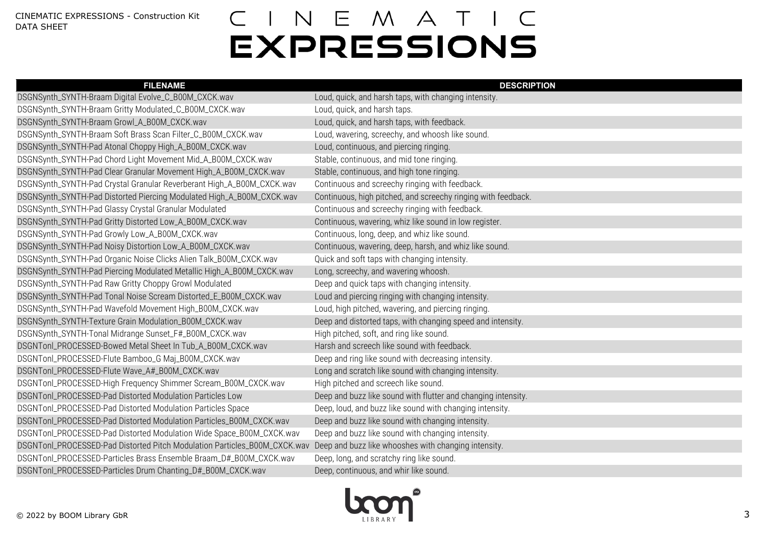# CINEMATIC EXPRESSIONS

| FILENAME | DESCRIPTION |
|---|---|
| DSGNSynth_SYNTH-Braam Digital Evolve_C_B00M_CXCK.wav | Loud, quick, and harsh taps, with changing intensity. |
| DSGNSynth_SYNTH-Braam Gritty Modulated_C_B00M_CXCK.wav | Loud, quick, and harsh taps. |
| DSGNSynth_SYNTH-Braam Growl_A_B00M_CXCK.wav | Loud, quick, and harsh taps, with feedback. |
| DSGNSynth_SYNTH-Braam Soft Brass Scan Filter_C_B00M_CXCK.wav | Loud, wavering, screechy, and whoosh like sound. |
| DSGNSynth_SYNTH-Pad Atonal Choppy High_A_B00M_CXCK.wav | Loud, continuous, and piercing ringing. |
| DSGNSynth_SYNTH-Pad Chord Light Movement Mid_A_B00M_CXCK.wav | Stable, continuous, and mid tone ringing. |
| DSGNSynth_SYNTH-Pad Clear Granular Movement High_A_B00M_CXCK.wav | Stable, continuous, and high tone ringing. |
| DSGNSynth_SYNTH-Pad Crystal Granular Reverberant High_A_B00M_CXCK.wav | Continuous and screechy ringing with feedback. |
| DSGNSynth_SYNTH-Pad Distorted Piercing Modulated High_A_B00M_CXCK.wav | Continuous, high pitched, and screechy ringing with feedback. |
| DSGNSynth_SYNTH-Pad Glassy Crystal Granular Modulated | Continuous and screechy ringing with feedback. |
| DSGNSynth_SYNTH-Pad Gritty Distorted Low_A_B00M_CXCK.wav | Continuous, wavering, whiz like sound in low register. |
| DSGNSynth_SYNTH-Pad Growly Low_A_B00M_CXCK.wav | Continuous, long, deep, and whiz like sound. |
| DSGNSynth_SYNTH-Pad Noisy Distortion Low_A_B00M_CXCK.wav | Continuous, wavering, deep, harsh, and whiz like sound. |
| DSGNSynth_SYNTH-Pad Organic Noise Clicks Alien Talk_B00M_CXCK.wav | Quick and soft taps with changing intensity. |
| DSGNSynth_SYNTH-Pad Piercing Modulated Metallic High_A_B00M_CXCK.wav | Long, screechy, and wavering whoosh. |
| DSGNSynth_SYNTH-Pad Raw Gritty Choppy Growl Modulated | Deep and quick taps with changing intensity. |
| DSGNSynth_SYNTH-Pad Tonal Noise Scream Distorted_E_B00M_CXCK.wav | Loud and piercing ringing with changing intensity. |
| DSGNSynth_SYNTH-Pad Wavefold Movement High_B00M_CXCK.wav | Loud, high pitched, wavering, and piercing ringing. |
| DSGNSynth_SYNTH-Texture Grain Modulation_B00M_CXCK.wav | Deep and distorted taps, with changing speed and intensity. |
| DSGNSynth_SYNTH-Tonal Midrange Sunset_F#_B00M_CXCK.wav | High pitched, soft, and ring like sound. |
| DSGNTonl_PROCESSED-Bowed Metal Sheet In Tub_A_B00M_CXCK.wav | Harsh and screech like sound with feedback. |
| DSGNTonl_PROCESSED-Flute Bamboo_G Maj_B00M_CXCK.wav | Deep and ring like sound with decreasing intensity. |
| DSGNTonl_PROCESSED-Flute Wave_A#_B00M_CXCK.wav | Long and scratch like sound with changing intensity. |
| DSGNTonl_PROCESSED-High Frequency Shimmer Scream_B00M_CXCK.wav | High pitched and screech like sound. |
| DSGNTonl_PROCESSED-Pad Distorted Modulation Particles Low | Deep and buzz like sound with flutter and changing intensity. |
| DSGNTonl_PROCESSED-Pad Distorted Modulation Particles Space | Deep, loud, and buzz like sound with changing intensity. |
| DSGNTonl_PROCESSED-Pad Distorted Modulation Particles_B00M_CXCK.wav | Deep and buzz like sound with changing intensity. |
| DSGNTonl_PROCESSED-Pad Distorted Modulation Wide Space_B00M_CXCK.wav | Deep and buzz like sound with changing intensity. |
| DSGNTonl_PROCESSED-Pad Distorted Pitch Modulation Particles_B00M_CXCK.wav | Deep and buzz like whooshes with changing intensity. |
| DSGNTonl_PROCESSED-Particles Brass Ensemble Braam_D#_B00M_CXCK.wav | Deep, long, and scratchy ring like sound. |
| DSGNTonl_PROCESSED-Particles Drum Chanting_D#_B00M_CXCK.wav | Deep, continuous, and whir like sound. |

© 2022 by BOOM Library GbR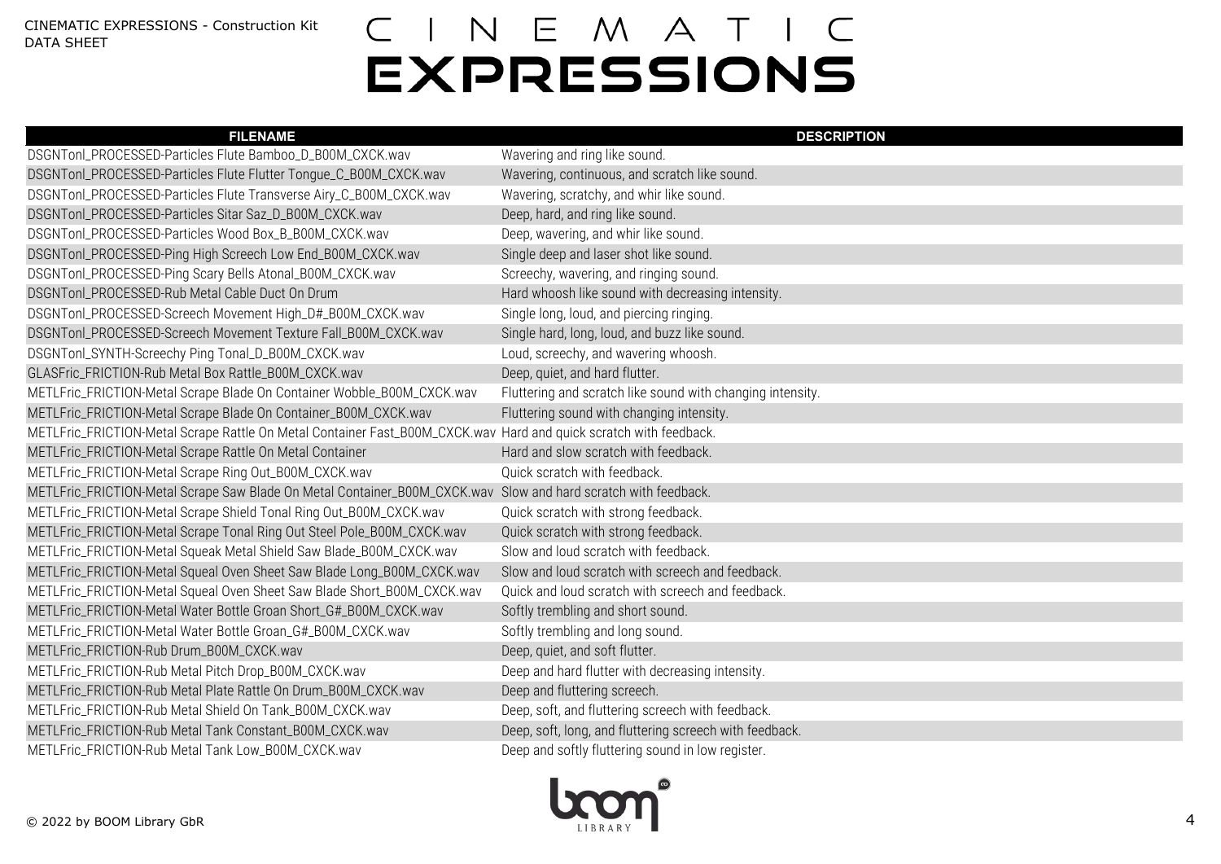| FILENAME | DESCRIPTION |
| --- | --- |
| DSGNTonl_PROCESSED-Particles Flute Bamboo_D_B00M_CXCK.wav | Wavering and ring like sound. |
| DSGNTonl_PROCESSED-Particles Flute Flutter Tongue_C_B00M_CXCK.wav | Wavering, continuous, and scratch like sound. |
| DSGNTonl_PROCESSED-Particles Flute Transverse Airy_C_B00M_CXCK.wav | Wavering, scratchy, and whir like sound. |
| DSGNTonl_PROCESSED-Particles Sitar Saz_D_B00M_CXCK.wav | Deep, hard, and ring like sound. |
| DSGNTonl_PROCESSED-Particles Wood Box_B_B00M_CXCK.wav | Deep, wavering, and whir like sound. |
| DSGNTonl_PROCESSED-Ping High Screech Low End_B00M_CXCK.wav | Single deep and laser shot like sound. |
| DSGNTonl_PROCESSED-Ping Scary Bells Atonal_B00M_CXCK.wav | Screechy, wavering, and ringing sound. |
| DSGNTonl_PROCESSED-Rub Metal Cable Duct On Drum | Hard whoosh like sound with decreasing intensity. |
| DSGNTonl_PROCESSED-Screech Movement High_D#_B00M_CXCK.wav | Single long, loud, and piercing ringing. |
| DSGNTonl_PROCESSED-Screech Movement Texture Fall_B00M_CXCK.wav | Single hard, long, loud, and buzz like sound. |
| DSGNTonl_SYNTH-Screechy Ping Tonal_D_B00M_CXCK.wav | Loud, screechy, and wavering whoosh. |
| GLASFric_FRICTION-Rub Metal Box Rattle_B00M_CXCK.wav | Deep, quiet, and hard flutter. |
| METLFric_FRICTION-Metal Scrape Blade On Container Wobble_B00M_CXCK.wav | Fluttering and scratch like sound with changing intensity. |
| METLFric_FRICTION-Metal Scrape Blade On Container_B00M_CXCK.wav | Fluttering sound with changing intensity. |
| METLFric_FRICTION-Metal Scrape Rattle On Metal Container Fast_B00M_CXCK.wav | Hard and quick scratch with feedback. |
| METLFric_FRICTION-Metal Scrape Rattle On Metal Container | Hard and slow scratch with feedback. |
| METLFric_FRICTION-Metal Scrape Ring Out_B00M_CXCK.wav | Quick scratch with feedback. |
| METLFric_FRICTION-Metal Scrape Saw Blade On Metal Container_B00M_CXCK.wav | Slow and hard scratch with feedback. |
| METLFric_FRICTION-Metal Scrape Shield Tonal Ring Out_B00M_CXCK.wav | Quick scratch with strong feedback. |
| METLFric_FRICTION-Metal Scrape Tonal Ring Out Steel Pole_B00M_CXCK.wav | Quick scratch with strong feedback. |
| METLFric_FRICTION-Metal Squeak Metal Shield Saw Blade_B00M_CXCK.wav | Slow and loud scratch with feedback. |
| METLFric_FRICTION-Metal Squeal Oven Sheet Saw Blade Long_B00M_CXCK.wav | Slow and loud scratch with screech and feedback. |
| METLFric_FRICTION-Metal Squeal Oven Sheet Saw Blade Short_B00M_CXCK.wav | Quick and loud scratch with screech and feedback. |
| METLFric_FRICTION-Metal Water Bottle Groan Short_G#_B00M_CXCK.wav | Softly trembling and short sound. |
| METLFric_FRICTION-Metal Water Bottle Groan_G#_B00M_CXCK.wav | Softly trembling and long sound. |
| METLFric_FRICTION-Rub Drum_B00M_CXCK.wav | Deep, quiet, and soft flutter. |
| METLFric_FRICTION-Rub Metal Pitch Drop_B00M_CXCK.wav | Deep and hard flutter with decreasing intensity. |
| METLFric_FRICTION-Rub Metal Plate Rattle On Drum_B00M_CXCK.wav | Deep and fluttering screech. |
| METLFric_FRICTION-Rub Metal Shield On Tank_B00M_CXCK.wav | Deep, soft, and fluttering screech with feedback. |
| METLFric_FRICTION-Rub Metal Tank Constant_B00M_CXCK.wav | Deep, soft, long, and fluttering screech with feedback. |
| METLFric_FRICTION-Rub Metal Tank Low_B00M_CXCK.wav | Deep and softly fluttering sound in low register. |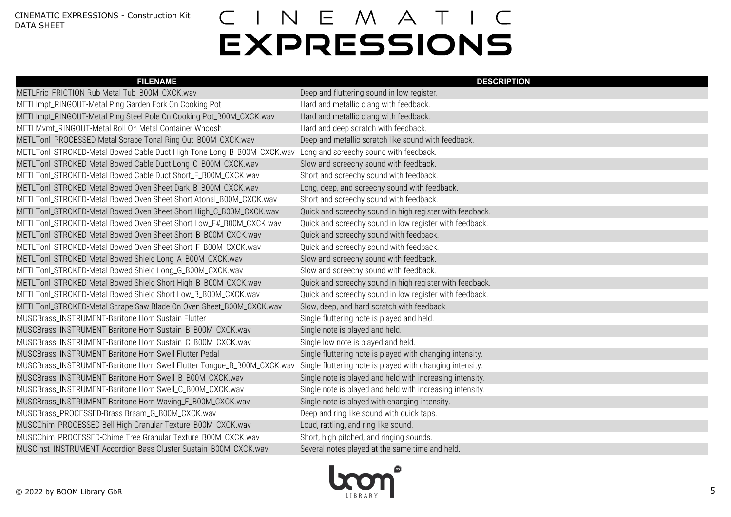| FILENAME | DESCRIPTION |
| --- | --- |
| METLFric_FRICTION-Rub Metal Tub_B00M_CXCK.wav | Deep and fluttering sound in low register. |
| METLImpt_RINGOUT-Metal Ping Garden Fork On Cooking Pot | Hard and metallic clang with feedback. |
| METLImpt_RINGOUT-Metal Ping Steel Pole On Cooking Pot_B00M_CXCK.wav | Hard and metallic clang with feedback. |
| METLMvmt_RINGOUT-Metal Roll On Metal Container Whoosh | Hard and deep scratch with feedback. |
| METLTonl_PROCESSED-Metal Scrape Tonal Ring Out_B00M_CXCK.wav | Deep and metallic scratch like sound with feedback. |
| METLTonl_STROKED-Metal Bowed Cable Duct High Tone Long_B_B00M_CXCK.wav | Long and screechy sound with feedback. |
| METLTonl_STROKED-Metal Bowed Cable Duct Long_C_B00M_CXCK.wav | Slow and screechy sound with feedback. |
| METLTonl_STROKED-Metal Bowed Cable Duct Short_F_B00M_CXCK.wav | Short and screechy sound with feedback. |
| METLTonl_STROKED-Metal Bowed Oven Sheet Dark_B_B00M_CXCK.wav | Long, deep, and screechy sound with feedback. |
| METLTonl_STROKED-Metal Bowed Oven Sheet Short Atonal_B00M_CXCK.wav | Short and screechy sound with feedback. |
| METLTonl_STROKED-Metal Bowed Oven Sheet Short High_C_B00M_CXCK.wav | Quick and screechy sound in high register with feedback. |
| METLTonl_STROKED-Metal Bowed Oven Sheet Short Low_F#_B00M_CXCK.wav | Quick and screechy sound in low register with feedback. |
| METLTonl_STROKED-Metal Bowed Oven Sheet Short_B_B00M_CXCK.wav | Quick and screechy sound with feedback. |
| METLTonl_STROKED-Metal Bowed Oven Sheet Short_F_B00M_CXCK.wav | Quick and screechy sound with feedback. |
| METLTonl_STROKED-Metal Bowed Shield Long_A_B00M_CXCK.wav | Slow and screechy sound with feedback. |
| METLTonl_STROKED-Metal Bowed Shield Long_G_B00M_CXCK.wav | Slow and screechy sound with feedback. |
| METLTonl_STROKED-Metal Bowed Shield Short High_B_B00M_CXCK.wav | Quick and screechy sound in high register with feedback. |
| METLTonl_STROKED-Metal Bowed Shield Short Low_B_B00M_CXCK.wav | Quick and screechy sound in low register with feedback. |
| METLTonl_STROKED-Metal Scrape Saw Blade On Oven Sheet_B00M_CXCK.wav | Slow, deep, and hard scratch with feedback. |
| MUSCBrass_INSTRUMENT-Baritone Horn Sustain Flutter | Single fluttering note is played and held. |
| MUSCBrass_INSTRUMENT-Baritone Horn Sustain_B_B00M_CXCK.wav | Single note is played and held. |
| MUSCBrass_INSTRUMENT-Baritone Horn Sustain_C_B00M_CXCK.wav | Single low note is played and held. |
| MUSCBrass_INSTRUMENT-Baritone Horn Swell Flutter Pedal | Single fluttering note is played with changing intensity. |
| MUSCBrass_INSTRUMENT-Baritone Horn Swell Flutter Tongue_B_B00M_CXCK.wav | Single fluttering note is played with changing intensity. |
| MUSCBrass_INSTRUMENT-Baritone Horn Swell_B_B00M_CXCK.wav | Single note is played and held with increasing intensity. |
| MUSCBrass_INSTRUMENT-Baritone Horn Swell_C_B00M_CXCK.wav | Single note is played and held with increasing intensity. |
| MUSCBrass_INSTRUMENT-Baritone Horn Waving_F_B00M_CXCK.wav | Single note is played with changing intensity. |
| MUSCBrass_PROCESSED-Brass Braam_G_B00M_CXCK.wav | Deep and ring like sound with quick taps. |
| MUSCChim_PROCESSED-Bell High Granular Texture_B00M_CXCK.wav | Loud, rattling, and ring like sound. |
| MUSCChim_PROCESSED-Chime Tree Granular Texture_B00M_CXCK.wav | Short, high pitched, and ringing sounds. |
| MUSCInst_INSTRUMENT-Accordion Bass Cluster Sustain_B00M_CXCK.wav | Several notes played at the same time and held. |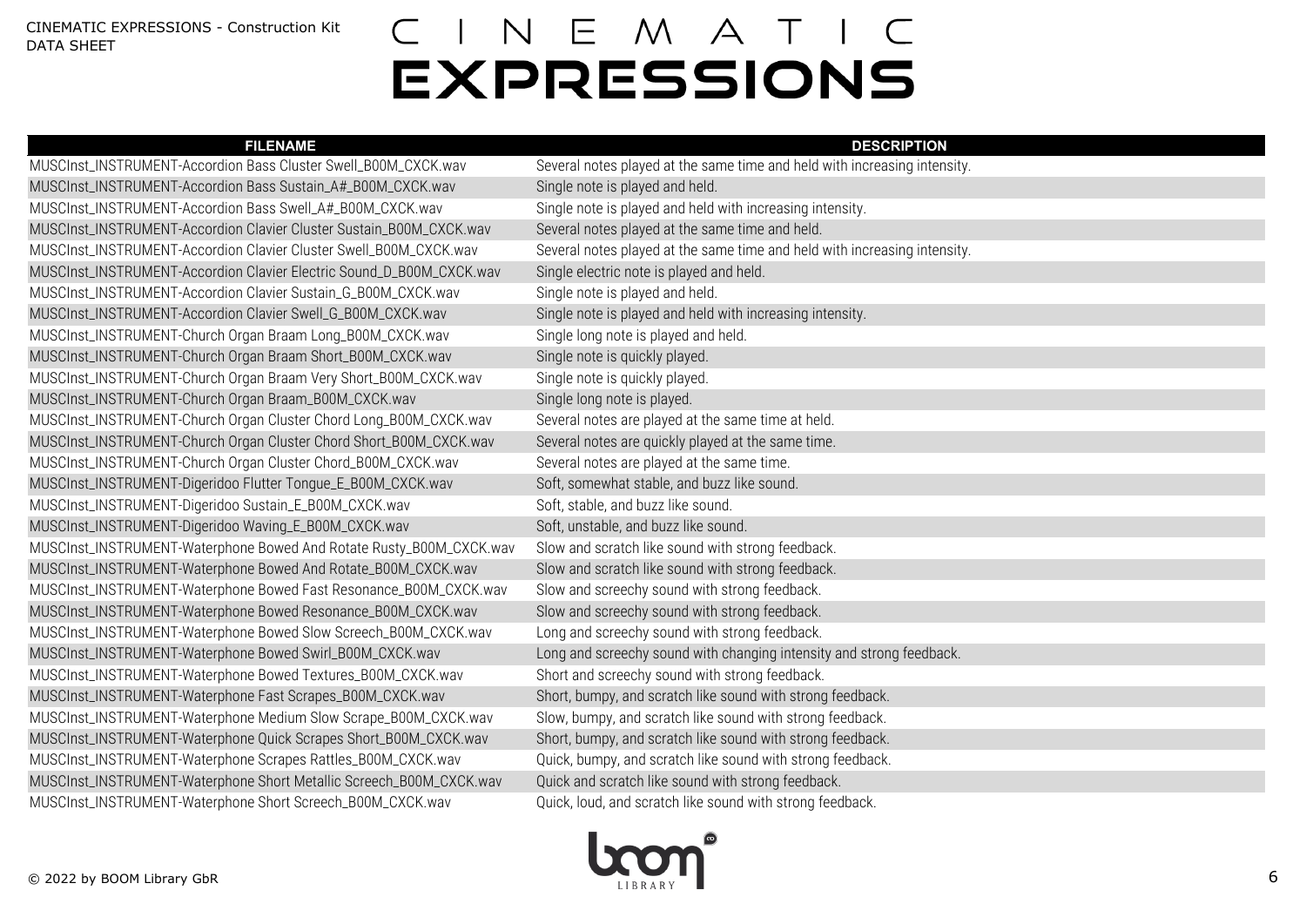| FILENAME | DESCRIPTION |
| --- | --- |
| MUSCInst_INSTRUMENT-Accordion Bass Cluster Swell_B00M_CXCK.wav | Several notes played at the same time and held with increasing intensity. |
| MUSCInst_INSTRUMENT-Accordion Bass Sustain_A#_B00M_CXCK.wav | Single note is played and held. |
| MUSCInst_INSTRUMENT-Accordion Bass Swell_A#_B00M_CXCK.wav | Single note is played and held with increasing intensity. |
| MUSCInst_INSTRUMENT-Accordion Clavier Cluster Sustain_B00M_CXCK.wav | Several notes played at the same time and held. |
| MUSCInst_INSTRUMENT-Accordion Clavier Cluster Swell_B00M_CXCK.wav | Several notes played at the same time and held with increasing intensity. |
| MUSCInst_INSTRUMENT-Accordion Clavier Electric Sound_D_B00M_CXCK.wav | Single electric note is played and held. |
| MUSCInst_INSTRUMENT-Accordion Clavier Sustain_G_B00M_CXCK.wav | Single note is played and held. |
| MUSCInst_INSTRUMENT-Accordion Clavier Swell_G_B00M_CXCK.wav | Single note is played and held with increasing intensity. |
| MUSCInst_INSTRUMENT-Church Organ Braam Long_B00M_CXCK.wav | Single long note is played and held. |
| MUSCInst_INSTRUMENT-Church Organ Braam Short_B00M_CXCK.wav | Single note is quickly played. |
| MUSCInst_INSTRUMENT-Church Organ Braam Very Short_B00M_CXCK.wav | Single note is quickly played. |
| MUSCInst_INSTRUMENT-Church Organ Braam_B00M_CXCK.wav | Single long note is played. |
| MUSCInst_INSTRUMENT-Church Organ Cluster Chord Long_B00M_CXCK.wav | Several notes are played at the same time at held. |
| MUSCInst_INSTRUMENT-Church Organ Cluster Chord Short_B00M_CXCK.wav | Several notes are quickly played at the same time. |
| MUSCInst_INSTRUMENT-Church Organ Cluster Chord_B00M_CXCK.wav | Several notes are played at the same time. |
| MUSCInst_INSTRUMENT-Digeridoo Flutter Tongue_E_B00M_CXCK.wav | Soft, somewhat stable, and buzz like sound. |
| MUSCInst_INSTRUMENT-Digeridoo Sustain_E_B00M_CXCK.wav | Soft, stable, and buzz like sound. |
| MUSCInst_INSTRUMENT-Digeridoo Waving_E_B00M_CXCK.wav | Soft, unstable, and buzz like sound. |
| MUSCInst_INSTRUMENT-Waterphone Bowed And Rotate Rusty_B00M_CXCK.wav | Slow and scratch like sound with strong feedback. |
| MUSCInst_INSTRUMENT-Waterphone Bowed And Rotate_B00M_CXCK.wav | Slow and scratch like sound with strong feedback. |
| MUSCInst_INSTRUMENT-Waterphone Bowed Fast Resonance_B00M_CXCK.wav | Slow and screechy sound with strong feedback. |
| MUSCInst_INSTRUMENT-Waterphone Bowed Resonance_B00M_CXCK.wav | Slow and screechy sound with strong feedback. |
| MUSCInst_INSTRUMENT-Waterphone Bowed Slow Screech_B00M_CXCK.wav | Long and screechy sound with strong feedback. |
| MUSCInst_INSTRUMENT-Waterphone Bowed Swirl_B00M_CXCK.wav | Long and screechy sound with changing intensity and strong feedback. |
| MUSCInst_INSTRUMENT-Waterphone Bowed Textures_B00M_CXCK.wav | Short and screechy sound with strong feedback. |
| MUSCInst_INSTRUMENT-Waterphone Fast Scrapes_B00M_CXCK.wav | Short, bumpy, and scratch like sound with strong feedback. |
| MUSCInst_INSTRUMENT-Waterphone Medium Slow Scrape_B00M_CXCK.wav | Slow, bumpy, and scratch like sound with strong feedback. |
| MUSCInst_INSTRUMENT-Waterphone Quick Scrapes Short_B00M_CXCK.wav | Short, bumpy, and scratch like sound with strong feedback. |
| MUSCInst_INSTRUMENT-Waterphone Scrapes Rattles_B00M_CXCK.wav | Quick, bumpy, and scratch like sound with strong feedback. |
| MUSCInst_INSTRUMENT-Waterphone Short Metallic Screech_B00M_CXCK.wav | Quick and scratch like sound with strong feedback. |
| MUSCInst_INSTRUMENT-Waterphone Short Screech_B00M_CXCK.wav | Quick, loud, and scratch like sound with strong feedback. |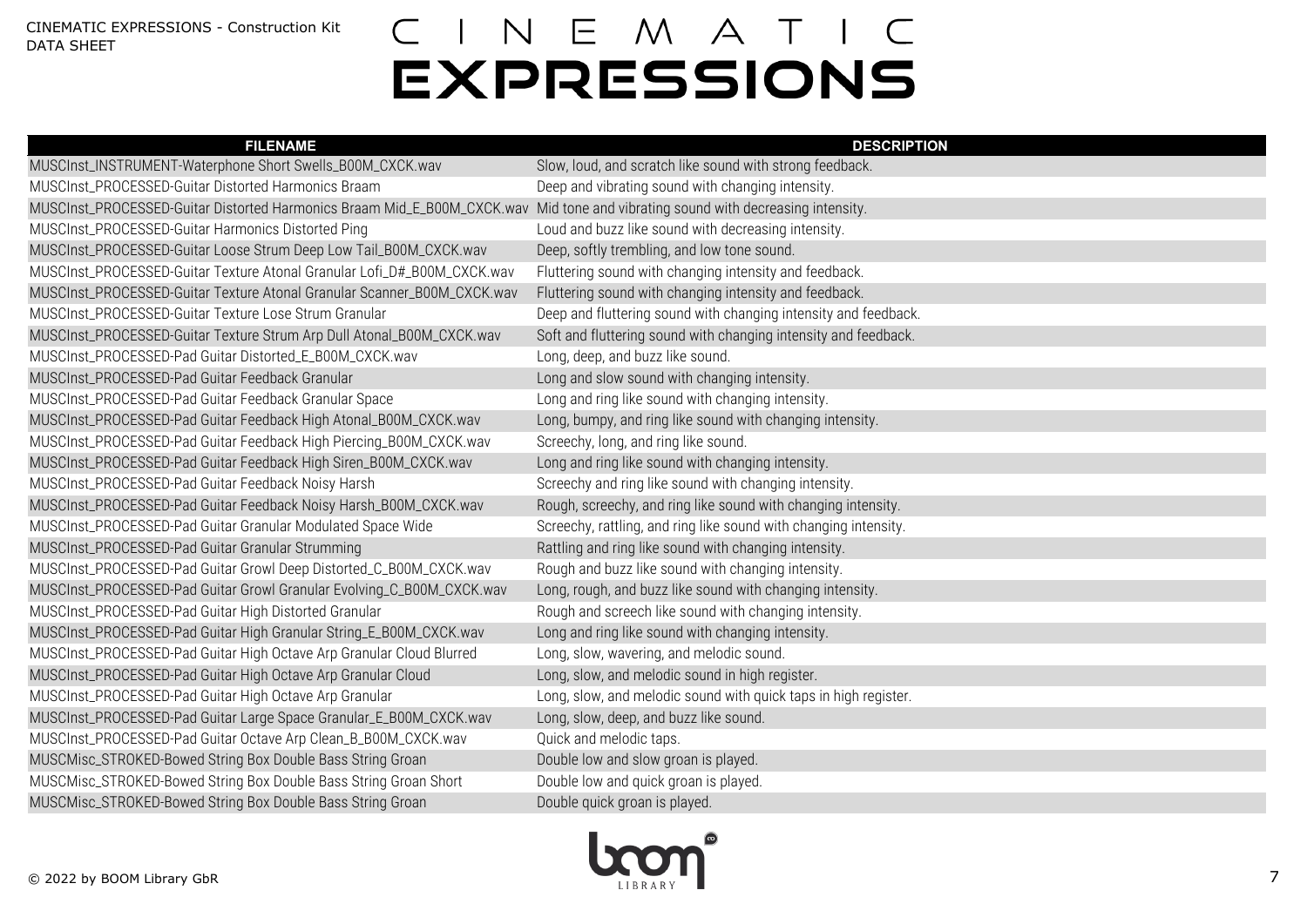| FILENAME | DESCRIPTION |
|---|---|
| MUSCInst_INSTRUMENT-Waterphone Short Swells_B00M_CXCK.wav | Slow, loud, and scratch like sound with strong feedback. |
| MUSCInst_PROCESSED-Guitar Distorted Harmonics Braam | Deep and vibrating sound with changing intensity. |
| MUSCInst_PROCESSED-Guitar Distorted Harmonics Braam Mid_E_B00M_CXCK.wav | Mid tone and vibrating sound with decreasing intensity. |
| MUSCInst_PROCESSED-Guitar Harmonics Distorted Ping | Loud and buzz like sound with decreasing intensity. |
| MUSCInst_PROCESSED-Guitar Loose Strum Deep Low Tail_B00M_CXCK.wav | Deep, softly trembling, and low tone sound. |
| MUSCInst_PROCESSED-Guitar Texture Atonal Granular Lofi_D#_B00M_CXCK.wav | Fluttering sound with changing intensity and feedback. |
| MUSCInst_PROCESSED-Guitar Texture Atonal Granular Scanner_B00M_CXCK.wav | Fluttering sound with changing intensity and feedback. |
| MUSCInst_PROCESSED-Guitar Texture Lose Strum Granular | Deep and fluttering sound with changing intensity and feedback. |
| MUSCInst_PROCESSED-Guitar Texture Strum Arp Dull Atonal_B00M_CXCK.wav | Soft and fluttering sound with changing intensity and feedback. |
| MUSCInst_PROCESSED-Pad Guitar Distorted_E_B00M_CXCK.wav | Long, deep, and buzz like sound. |
| MUSCInst_PROCESSED-Pad Guitar Feedback Granular | Long and slow sound with changing intensity. |
| MUSCInst_PROCESSED-Pad Guitar Feedback Granular Space | Long and ring like sound with changing intensity. |
| MUSCInst_PROCESSED-Pad Guitar Feedback High Atonal_B00M_CXCK.wav | Long, bumpy, and ring like sound with changing intensity. |
| MUSCInst_PROCESSED-Pad Guitar Feedback High Piercing_B00M_CXCK.wav | Screechy, long, and ring like sound. |
| MUSCInst_PROCESSED-Pad Guitar Feedback High Siren_B00M_CXCK.wav | Long and ring like sound with changing intensity. |
| MUSCInst_PROCESSED-Pad Guitar Feedback Noisy Harsh | Screechy and ring like sound with changing intensity. |
| MUSCInst_PROCESSED-Pad Guitar Feedback Noisy Harsh_B00M_CXCK.wav | Rough, screechy, and ring like sound with changing intensity. |
| MUSCInst_PROCESSED-Pad Guitar Granular Modulated Space Wide | Screechy, rattling, and ring like sound with changing intensity. |
| MUSCInst_PROCESSED-Pad Guitar Granular Strumming | Rattling and ring like sound with changing intensity. |
| MUSCInst_PROCESSED-Pad Guitar Growl Deep Distorted_C_B00M_CXCK.wav | Rough and buzz like sound with changing intensity. |
| MUSCInst_PROCESSED-Pad Guitar Growl Granular Evolving_C_B00M_CXCK.wav | Long, rough, and buzz like sound with changing intensity. |
| MUSCInst_PROCESSED-Pad Guitar High Distorted Granular | Rough and screech like sound with changing intensity. |
| MUSCInst_PROCESSED-Pad Guitar High Granular String_E_B00M_CXCK.wav | Long and ring like sound with changing intensity. |
| MUSCInst_PROCESSED-Pad Guitar High Octave Arp Granular Cloud Blurred | Long, slow, wavering, and melodic sound. |
| MUSCInst_PROCESSED-Pad Guitar High Octave Arp Granular Cloud | Long, slow, and melodic sound in high register. |
| MUSCInst_PROCESSED-Pad Guitar High Octave Arp Granular | Long, slow, and melodic sound with quick taps in high register. |
| MUSCInst_PROCESSED-Pad Guitar Large Space Granular_E_B00M_CXCK.wav | Long, slow, deep, and buzz like sound. |
| MUSCInst_PROCESSED-Pad Guitar Octave Arp Clean_B_B00M_CXCK.wav | Quick and melodic taps. |
| MUSCMisc_STROKED-Bowed String Box Double Bass String Groan | Double low and slow groan is played. |
| MUSCMisc_STROKED-Bowed String Box Double Bass String Groan Short | Double low and quick groan is played. |
| MUSCMisc_STROKED-Bowed String Box Double Bass String Groan | Double quick groan is played. |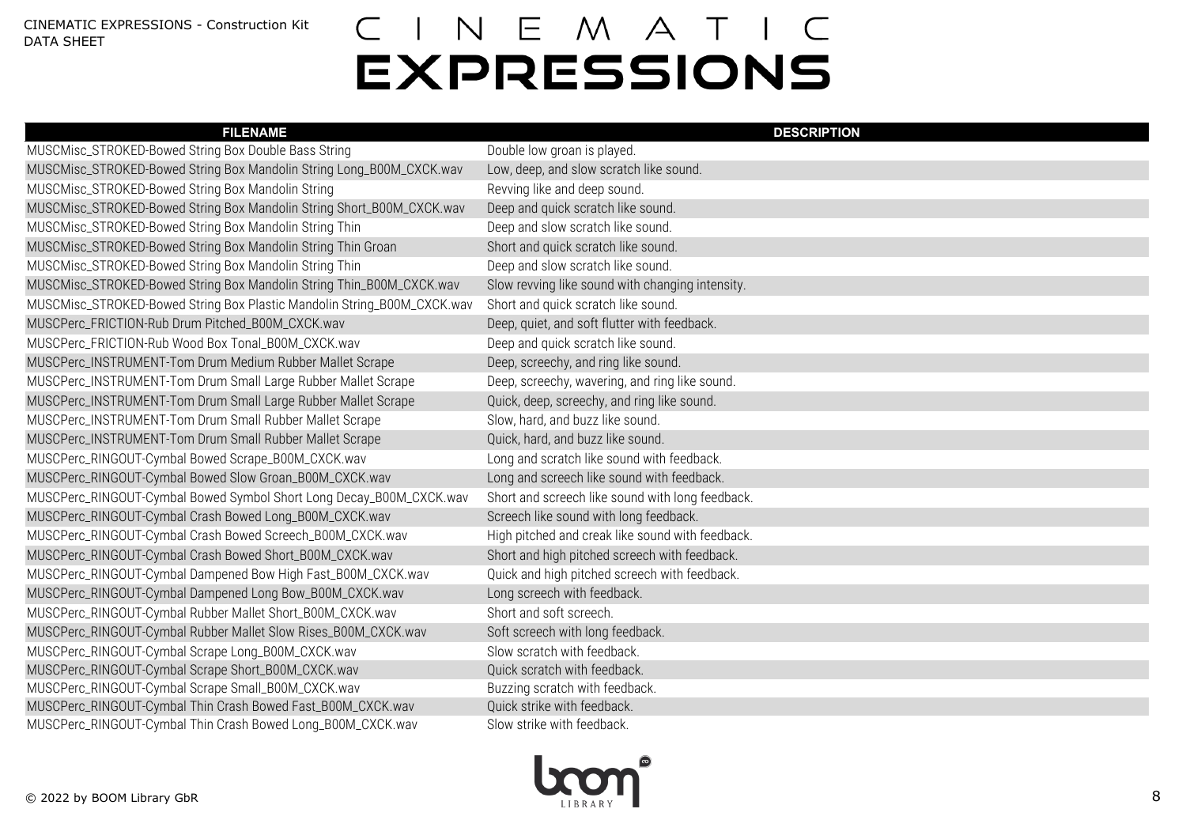| FILENAME | DESCRIPTION |
| --- | --- |
| MUSCMisc_STROKED-Bowed String Box Double Bass String | Double low groan is played. |
| MUSCMisc_STROKED-Bowed String Box Mandolin String Long_B00M_CXCK.wav | Low, deep, and slow scratch like sound. |
| MUSCMisc_STROKED-Bowed String Box Mandolin String | Revving like and deep sound. |
| MUSCMisc_STROKED-Bowed String Box Mandolin String Short_B00M_CXCK.wav | Deep and quick scratch like sound. |
| MUSCMisc_STROKED-Bowed String Box Mandolin String Thin | Deep and slow scratch like sound. |
| MUSCMisc_STROKED-Bowed String Box Mandolin String Thin Groan | Short and quick scratch like sound. |
| MUSCMisc_STROKED-Bowed String Box Mandolin String Thin | Deep and slow scratch like sound. |
| MUSCMisc_STROKED-Bowed String Box Mandolin String Thin_B00M_CXCK.wav | Slow revving like sound with changing intensity. |
| MUSCMisc_STROKED-Bowed String Box Plastic Mandolin String_B00M_CXCK.wav | Short and quick scratch like sound. |
| MUSCPerc_FRICTION-Rub Drum Pitched_B00M_CXCK.wav | Deep, quiet, and soft flutter with feedback. |
| MUSCPerc_FRICTION-Rub Wood Box Tonal_B00M_CXCK.wav | Deep and quick scratch like sound. |
| MUSCPerc_INSTRUMENT-Tom Drum Medium Rubber Mallet Scrape | Deep, screechy, and ring like sound. |
| MUSCPerc_INSTRUMENT-Tom Drum Small Large Rubber Mallet Scrape | Deep, screechy, wavering, and ring like sound. |
| MUSCPerc_INSTRUMENT-Tom Drum Small Large Rubber Mallet Scrape | Quick, deep, screechy, and ring like sound. |
| MUSCPerc_INSTRUMENT-Tom Drum Small Rubber Mallet Scrape | Slow, hard, and buzz like sound. |
| MUSCPerc_INSTRUMENT-Tom Drum Small Rubber Mallet Scrape | Quick, hard, and buzz like sound. |
| MUSCPerc_RINGOUT-Cymbal Bowed Scrape_B00M_CXCK.wav | Long and scratch like sound with feedback. |
| MUSCPerc_RINGOUT-Cymbal Bowed Slow Groan_B00M_CXCK.wav | Long and screech like sound with feedback. |
| MUSCPerc_RINGOUT-Cymbal Bowed Symbol Short Long Decay_B00M_CXCK.wav | Short and screech like sound with long feedback. |
| MUSCPerc_RINGOUT-Cymbal Crash Bowed Long_B00M_CXCK.wav | Screech like sound with long feedback. |
| MUSCPerc_RINGOUT-Cymbal Crash Bowed Screech_B00M_CXCK.wav | High pitched and creak like sound with feedback. |
| MUSCPerc_RINGOUT-Cymbal Crash Bowed Short_B00M_CXCK.wav | Short and high pitched screech with feedback. |
| MUSCPerc_RINGOUT-Cymbal Dampened Bow High Fast_B00M_CXCK.wav | Quick and high pitched screech with feedback. |
| MUSCPerc_RINGOUT-Cymbal Dampened Long Bow_B00M_CXCK.wav | Long screech with feedback. |
| MUSCPerc_RINGOUT-Cymbal Rubber Mallet Short_B00M_CXCK.wav | Short and soft screech. |
| MUSCPerc_RINGOUT-Cymbal Rubber Mallet Slow Rises_B00M_CXCK.wav | Soft screech with long feedback. |
| MUSCPerc_RINGOUT-Cymbal Scrape Long_B00M_CXCK.wav | Slow scratch with feedback. |
| MUSCPerc_RINGOUT-Cymbal Scrape Short_B00M_CXCK.wav | Quick scratch with feedback. |
| MUSCPerc_RINGOUT-Cymbal Scrape Small_B00M_CXCK.wav | Buzzing scratch with feedback. |
| MUSCPerc_RINGOUT-Cymbal Thin Crash Bowed Fast_B00M_CXCK.wav | Quick strike with feedback. |
| MUSCPerc_RINGOUT-Cymbal Thin Crash Bowed Long_B00M_CXCK.wav | Slow strike with feedback. |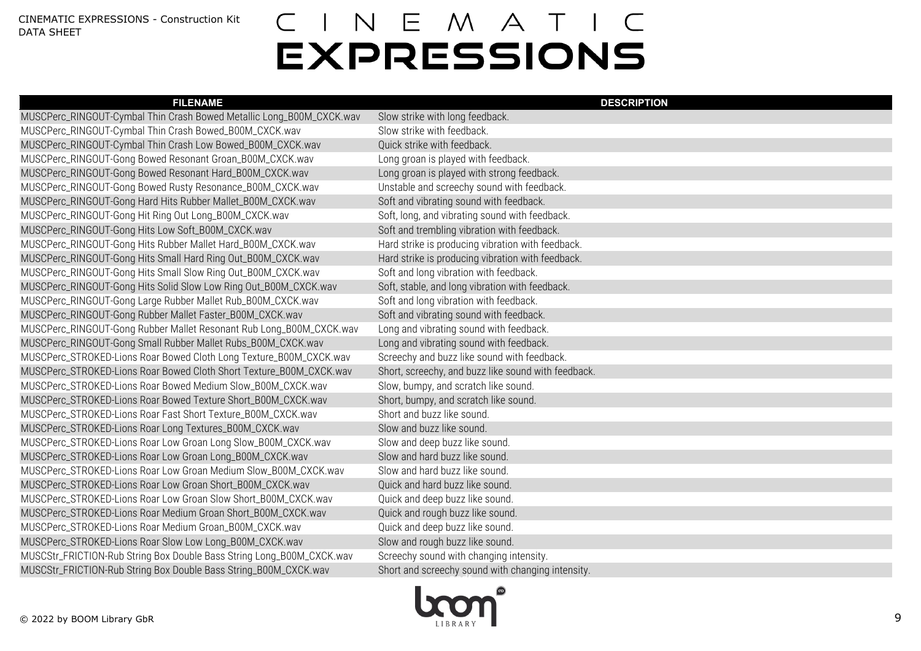| FILENAME | DESCRIPTION |
| --- | --- |
| MUSCPerc_RINGOUT-Cymbal Thin Crash Bowed Metallic Long_B00M_CXCK.wav | Slow strike with long feedback. |
| MUSCPerc_RINGOUT-Cymbal Thin Crash Bowed_B00M_CXCK.wav | Slow strike with feedback. |
| MUSCPerc_RINGOUT-Cymbal Thin Crash Low Bowed_B00M_CXCK.wav | Quick strike with feedback. |
| MUSCPerc_RINGOUT-Gong Bowed Resonant Groan_B00M_CXCK.wav | Long groan is played with feedback. |
| MUSCPerc_RINGOUT-Gong Bowed Resonant Hard_B00M_CXCK.wav | Long groan is played with strong feedback. |
| MUSCPerc_RINGOUT-Gong Bowed Rusty Resonance_B00M_CXCK.wav | Unstable and screechy sound with feedback. |
| MUSCPerc_RINGOUT-Gong Hard Hits Rubber Mallet_B00M_CXCK.wav | Soft and vibrating sound with feedback. |
| MUSCPerc_RINGOUT-Gong Hit Ring Out Long_B00M_CXCK.wav | Soft, long, and vibrating sound with feedback. |
| MUSCPerc_RINGOUT-Gong Hits Low Soft_B00M_CXCK.wav | Soft and trembling vibration with feedback. |
| MUSCPerc_RINGOUT-Gong Hits Rubber Mallet Hard_B00M_CXCK.wav | Hard strike is producing vibration with feedback. |
| MUSCPerc_RINGOUT-Gong Hits Small Hard Ring Out_B00M_CXCK.wav | Hard strike is producing vibration with feedback. |
| MUSCPerc_RINGOUT-Gong Hits Small Slow Ring Out_B00M_CXCK.wav | Soft and long vibration with feedback. |
| MUSCPerc_RINGOUT-Gong Hits Solid Slow Low Ring Out_B00M_CXCK.wav | Soft, stable, and long vibration with feedback. |
| MUSCPerc_RINGOUT-Gong Large Rubber Mallet Rub_B00M_CXCK.wav | Soft and long vibration with feedback. |
| MUSCPerc_RINGOUT-Gong Rubber Mallet Faster_B00M_CXCK.wav | Soft and vibrating sound with feedback. |
| MUSCPerc_RINGOUT-Gong Rubber Mallet Resonant Rub Long_B00M_CXCK.wav | Long and vibrating sound with feedback. |
| MUSCPerc_RINGOUT-Gong Small Rubber Mallet Rubs_B00M_CXCK.wav | Long and vibrating sound with feedback. |
| MUSCPerc_STROKED-Lions Roar Bowed Cloth Long Texture_B00M_CXCK.wav | Screechy and buzz like sound with feedback. |
| MUSCPerc_STROKED-Lions Roar Bowed Cloth Short Texture_B00M_CXCK.wav | Short, screechy, and buzz like sound with feedback. |
| MUSCPerc_STROKED-Lions Roar Bowed Medium Slow_B00M_CXCK.wav | Slow, bumpy, and scratch like sound. |
| MUSCPerc_STROKED-Lions Roar Bowed Texture Short_B00M_CXCK.wav | Short, bumpy, and scratch like sound. |
| MUSCPerc_STROKED-Lions Roar Fast Short Texture_B00M_CXCK.wav | Short and buzz like sound. |
| MUSCPerc_STROKED-Lions Roar Long Textures_B00M_CXCK.wav | Slow and buzz like sound. |
| MUSCPerc_STROKED-Lions Roar Low Groan Long Slow_B00M_CXCK.wav | Slow and deep buzz like sound. |
| MUSCPerc_STROKED-Lions Roar Low Groan Long_B00M_CXCK.wav | Slow and hard buzz like sound. |
| MUSCPerc_STROKED-Lions Roar Low Groan Medium Slow_B00M_CXCK.wav | Slow and hard buzz like sound. |
| MUSCPerc_STROKED-Lions Roar Low Groan Short_B00M_CXCK.wav | Quick and hard buzz like sound. |
| MUSCPerc_STROKED-Lions Roar Low Groan Slow Short_B00M_CXCK.wav | Quick and deep buzz like sound. |
| MUSCPerc_STROKED-Lions Roar Medium Groan Short_B00M_CXCK.wav | Quick and rough buzz like sound. |
| MUSCPerc_STROKED-Lions Roar Medium Groan_B00M_CXCK.wav | Quick and deep buzz like sound. |
| MUSCPerc_STROKED-Lions Roar Slow Low Long_B00M_CXCK.wav | Slow and rough buzz like sound. |
| MUSCStr_FRICTION-Rub String Box Double Bass String Long_B00M_CXCK.wav | Screechy sound with changing intensity. |
| MUSCStr_FRICTION-Rub String Box Double Bass String_B00M_CXCK.wav | Short and screechy sound with changing intensity. |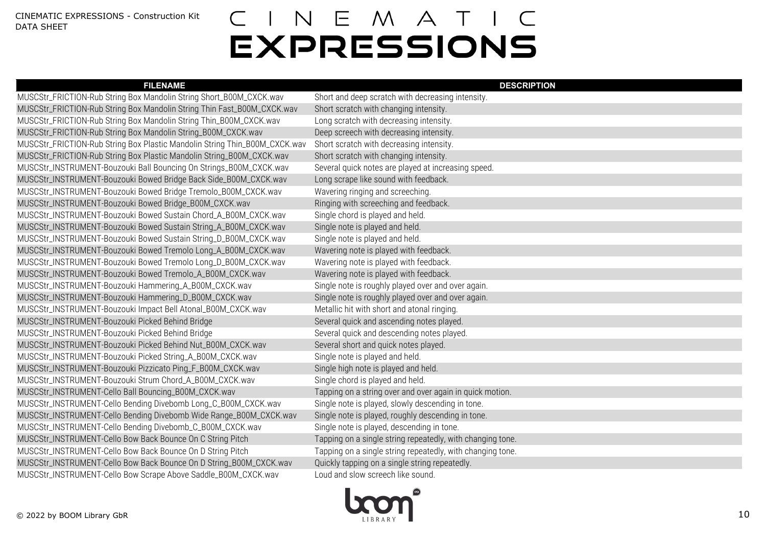| FILENAME | DESCRIPTION |
| --- | --- |
| MUSCStr_FRICTION-Rub String Box Mandolin String Short_B00M_CXCK.wav | Short and deep scratch with decreasing intensity. |
| MUSCStr_FRICTION-Rub String Box Mandolin String Thin Fast_B00M_CXCK.wav | Short scratch with changing intensity. |
| MUSCStr_FRICTION-Rub String Box Mandolin String Thin_B00M_CXCK.wav | Long scratch with decreasing intensity. |
| MUSCStr_FRICTION-Rub String Box Mandolin String_B00M_CXCK.wav | Deep screech with decreasing intensity. |
| MUSCStr_FRICTION-Rub String Box Plastic Mandolin String Thin_B00M_CXCK.wav | Short scratch with decreasing intensity. |
| MUSCStr_FRICTION-Rub String Box Plastic Mandolin String_B00M_CXCK.wav | Short scratch with changing intensity. |
| MUSCStr_INSTRUMENT-Bouzouki Ball Bouncing On Strings_B00M_CXCK.wav | Several quick notes are played at increasing speed. |
| MUSCStr_INSTRUMENT-Bouzouki Bowed Bridge Back Side_B00M_CXCK.wav | Long scrape like sound with feedback. |
| MUSCStr_INSTRUMENT-Bouzouki Bowed Bridge Tremolo_B00M_CXCK.wav | Wavering ringing and screeching. |
| MUSCStr_INSTRUMENT-Bouzouki Bowed Bridge_B00M_CXCK.wav | Ringing with screeching and feedback. |
| MUSCStr_INSTRUMENT-Bouzouki Bowed Sustain Chord_A_B00M_CXCK.wav | Single chord is played and held. |
| MUSCStr_INSTRUMENT-Bouzouki Bowed Sustain String_A_B00M_CXCK.wav | Single note is played and held. |
| MUSCStr_INSTRUMENT-Bouzouki Bowed Sustain String_D_B00M_CXCK.wav | Single note is played and held. |
| MUSCStr_INSTRUMENT-Bouzouki Bowed Tremolo Long_A_B00M_CXCK.wav | Wavering note is played with feedback. |
| MUSCStr_INSTRUMENT-Bouzouki Bowed Tremolo Long_D_B00M_CXCK.wav | Wavering note is played with feedback. |
| MUSCStr_INSTRUMENT-Bouzouki Bowed Tremolo_A_B00M_CXCK.wav | Wavering note is played with feedback. |
| MUSCStr_INSTRUMENT-Bouzouki Hammering_A_B00M_CXCK.wav | Single note is roughly played over and over again. |
| MUSCStr_INSTRUMENT-Bouzouki Hammering_D_B00M_CXCK.wav | Single note is roughly played over and over again. |
| MUSCStr_INSTRUMENT-Bouzouki Impact Bell Atonal_B00M_CXCK.wav | Metallic hit with short and atonal ringing. |
| MUSCStr_INSTRUMENT-Bouzouki Picked Behind Bridge | Several quick and ascending notes played. |
| MUSCStr_INSTRUMENT-Bouzouki Picked Behind Bridge | Several quick and descending notes played. |
| MUSCStr_INSTRUMENT-Bouzouki Picked Behind Nut_B00M_CXCK.wav | Several short and quick notes played. |
| MUSCStr_INSTRUMENT-Bouzouki Picked String_A_B00M_CXCK.wav | Single note is played and held. |
| MUSCStr_INSTRUMENT-Bouzouki Pizzicato Ping_F_B00M_CXCK.wav | Single high note is played and held. |
| MUSCStr_INSTRUMENT-Bouzouki Strum Chord_A_B00M_CXCK.wav | Single chord is played and held. |
| MUSCStr_INSTRUMENT-Cello Ball Bouncing_B00M_CXCK.wav | Tapping on a string over and over again in quick motion. |
| MUSCStr_INSTRUMENT-Cello Bending Divebomb Long_C_B00M_CXCK.wav | Single note is played, slowly descending in tone. |
| MUSCStr_INSTRUMENT-Cello Bending Divebomb Wide Range_B00M_CXCK.wav | Single note is played, roughly descending in tone. |
| MUSCStr_INSTRUMENT-Cello Bending Divebomb_C_B00M_CXCK.wav | Single note is played, descending in tone. |
| MUSCStr_INSTRUMENT-Cello Bow Back Bounce On C String Pitch | Tapping on a single string repeatedly, with changing tone. |
| MUSCStr_INSTRUMENT-Cello Bow Back Bounce On D String Pitch | Tapping on a single string repeatedly, with changing tone. |
| MUSCStr_INSTRUMENT-Cello Bow Back Bounce On D String_B00M_CXCK.wav | Quickly tapping on a single string repeatedly. |
| MUSCStr_INSTRUMENT-Cello Bow Scrape Above Saddle_B00M_CXCK.wav | Loud and slow screech like sound. |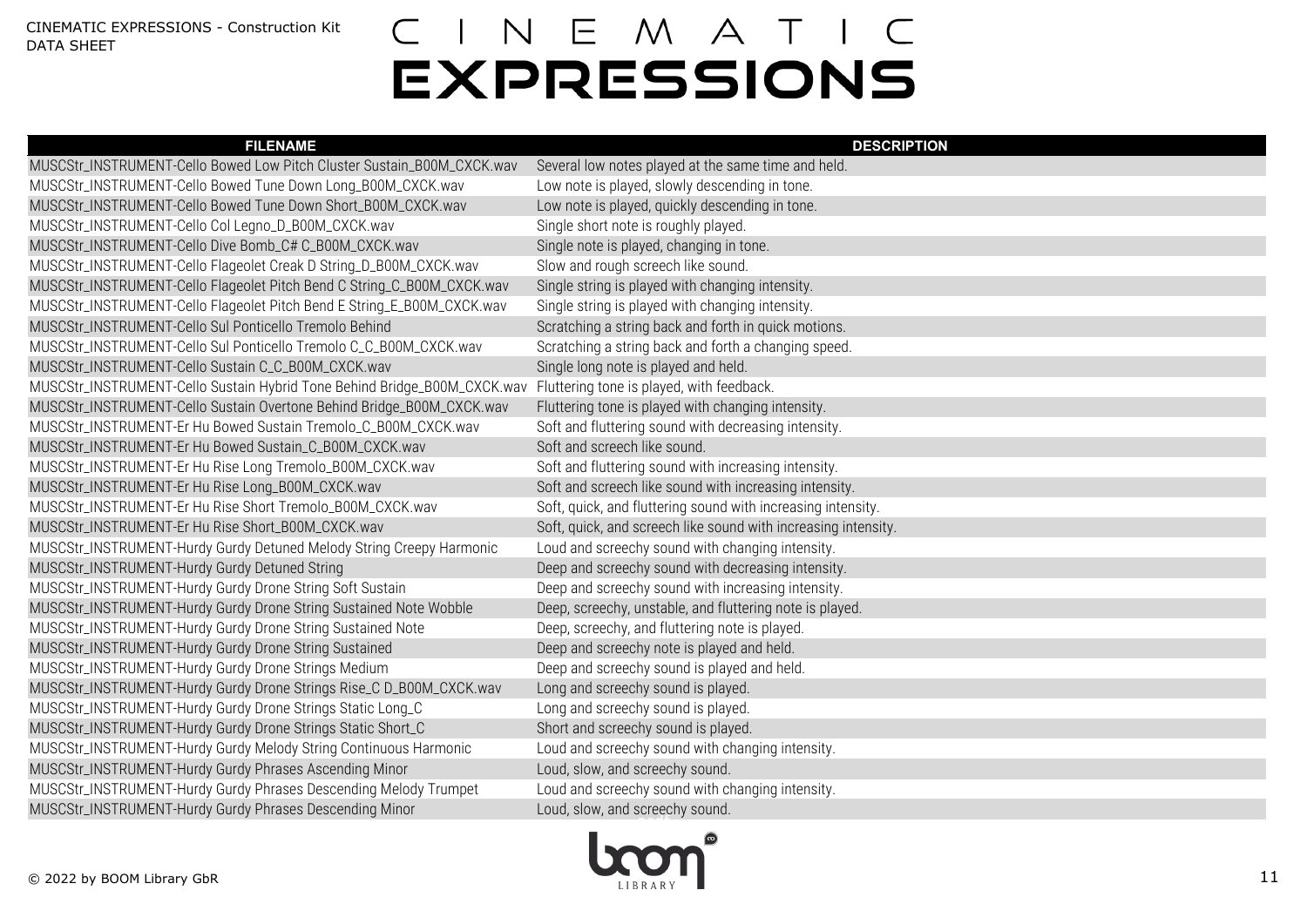| FILENAME | DESCRIPTION |
|---|---|
| MUSCStr_INSTRUMENT-Cello Bowed Low Pitch Cluster Sustain_B00M_CXCK.wav | Several low notes played at the same time and held. |
| MUSCStr_INSTRUMENT-Cello Bowed Tune Down Long_B00M_CXCK.wav | Low note is played, slowly descending in tone. |
| MUSCStr_INSTRUMENT-Cello Bowed Tune Down Short_B00M_CXCK.wav | Low note is played, quickly descending in tone. |
| MUSCStr_INSTRUMENT-Cello Col Legno_D_B00M_CXCK.wav | Single short note is roughly played. |
| MUSCStr_INSTRUMENT-Cello Dive Bomb_C# C_B00M_CXCK.wav | Single note is played, changing in tone. |
| MUSCStr_INSTRUMENT-Cello Flageolet Creak D String_D_B00M_CXCK.wav | Slow and rough screech like sound. |
| MUSCStr_INSTRUMENT-Cello Flageolet Pitch Bend C String_C_B00M_CXCK.wav | Single string is played with changing intensity. |
| MUSCStr_INSTRUMENT-Cello Flageolet Pitch Bend E String_E_B00M_CXCK.wav | Single string is played with changing intensity. |
| MUSCStr_INSTRUMENT-Cello Sul Ponticello Tremolo Behind | Scratching a string back and forth in quick motions. |
| MUSCStr_INSTRUMENT-Cello Sul Ponticello Tremolo C_C_B00M_CXCK.wav | Scratching a string back and forth a changing speed. |
| MUSCStr_INSTRUMENT-Cello Sustain C_C_B00M_CXCK.wav | Single long note is played and held. |
| MUSCStr_INSTRUMENT-Cello Sustain Hybrid Tone Behind Bridge_B00M_CXCK.wav | Fluttering tone is played, with feedback. |
| MUSCStr_INSTRUMENT-Cello Sustain Overtone Behind Bridge_B00M_CXCK.wav | Fluttering tone is played with changing intensity. |
| MUSCStr_INSTRUMENT-Er Hu Bowed Sustain Tremolo_C_B00M_CXCK.wav | Soft and fluttering sound with decreasing intensity. |
| MUSCStr_INSTRUMENT-Er Hu Bowed Sustain_C_B00M_CXCK.wav | Soft and screech like sound. |
| MUSCStr_INSTRUMENT-Er Hu Rise Long Tremolo_B00M_CXCK.wav | Soft and fluttering sound with increasing intensity. |
| MUSCStr_INSTRUMENT-Er Hu Rise Long_B00M_CXCK.wav | Soft and screech like sound with increasing intensity. |
| MUSCStr_INSTRUMENT-Er Hu Rise Short Tremolo_B00M_CXCK.wav | Soft, quick, and fluttering sound with increasing intensity. |
| MUSCStr_INSTRUMENT-Er Hu Rise Short_B00M_CXCK.wav | Soft, quick, and screech like sound with increasing intensity. |
| MUSCStr_INSTRUMENT-Hurdy Gurdy Detuned Melody String Creepy Harmonic | Loud and screechy sound with changing intensity. |
| MUSCStr_INSTRUMENT-Hurdy Gurdy Detuned String | Deep and screechy sound with decreasing intensity. |
| MUSCStr_INSTRUMENT-Hurdy Gurdy Drone String Soft Sustain | Deep and screechy sound with increasing intensity. |
| MUSCStr_INSTRUMENT-Hurdy Gurdy Drone String Sustained Note Wobble | Deep, screechy, unstable, and fluttering note is played. |
| MUSCStr_INSTRUMENT-Hurdy Gurdy Drone String Sustained Note | Deep, screechy, and fluttering note is played. |
| MUSCStr_INSTRUMENT-Hurdy Gurdy Drone String Sustained | Deep and screechy note is played and held. |
| MUSCStr_INSTRUMENT-Hurdy Gurdy Drone Strings Medium | Deep and screechy sound is played and held. |
| MUSCStr_INSTRUMENT-Hurdy Gurdy Drone Strings Rise_C D_B00M_CXCK.wav | Long and screechy sound is played. |
| MUSCStr_INSTRUMENT-Hurdy Gurdy Drone Strings Static Long_C | Long and screechy sound is played. |
| MUSCStr_INSTRUMENT-Hurdy Gurdy Drone Strings Static Short_C | Short and screechy sound is played. |
| MUSCStr_INSTRUMENT-Hurdy Gurdy Melody String Continuous Harmonic | Loud and screechy sound with changing intensity. |
| MUSCStr_INSTRUMENT-Hurdy Gurdy Phrases Ascending Minor | Loud, slow, and screechy sound. |
| MUSCStr_INSTRUMENT-Hurdy Gurdy Phrases Descending Melody Trumpet | Loud and screechy sound with changing intensity. |
| MUSCStr_INSTRUMENT-Hurdy Gurdy Phrases Descending Minor | Loud, slow, and screechy sound. |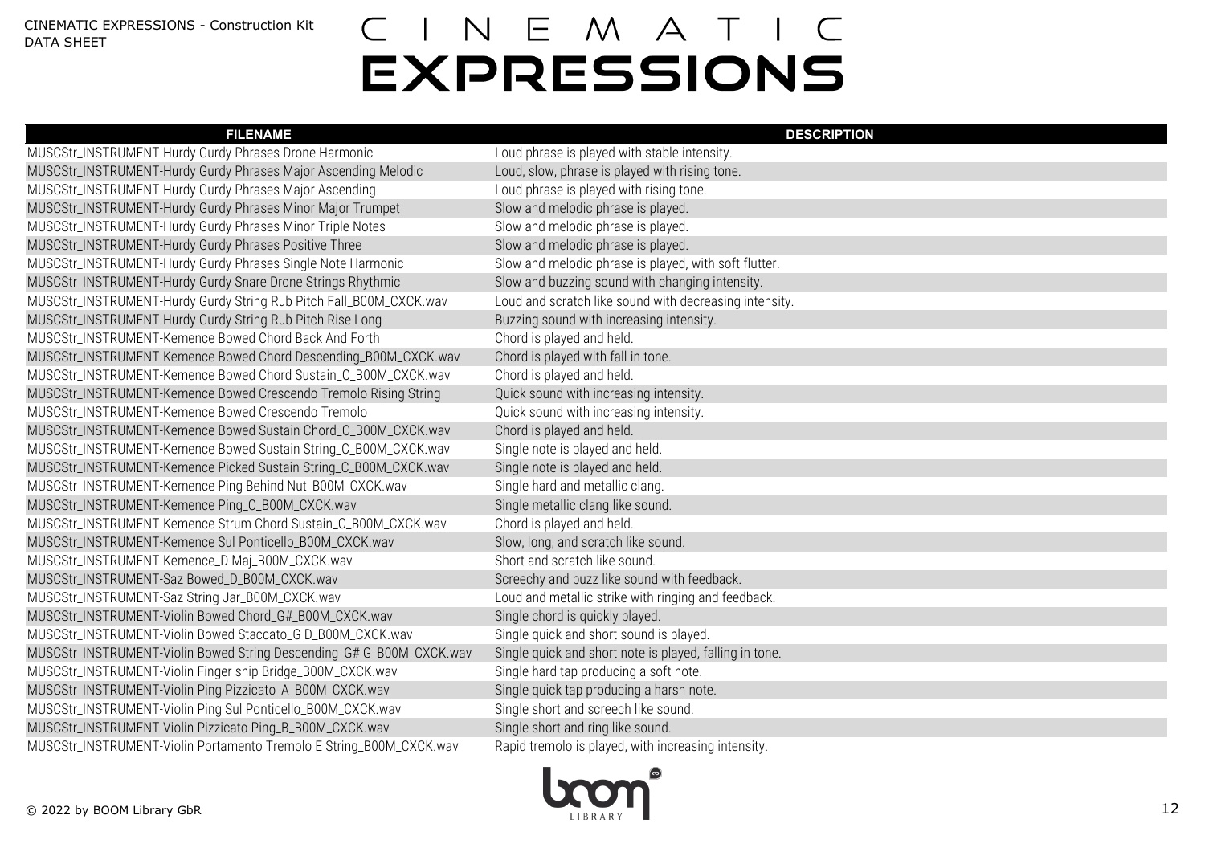| FILENAME | DESCRIPTION |
| --- | --- |
| MUSCStr_INSTRUMENT-Hurdy Gurdy Phrases Drone Harmonic | Loud phrase is played with stable intensity. |
| MUSCStr_INSTRUMENT-Hurdy Gurdy Phrases Major Ascending Melodic | Loud, slow, phrase is played with rising tone. |
| MUSCStr_INSTRUMENT-Hurdy Gurdy Phrases Major Ascending | Loud phrase is played with rising tone. |
| MUSCStr_INSTRUMENT-Hurdy Gurdy Phrases Minor Major Trumpet | Slow and melodic phrase is played. |
| MUSCStr_INSTRUMENT-Hurdy Gurdy Phrases Minor Triple Notes | Slow and melodic phrase is played. |
| MUSCStr_INSTRUMENT-Hurdy Gurdy Phrases Positive Three | Slow and melodic phrase is played. |
| MUSCStr_INSTRUMENT-Hurdy Gurdy Phrases Single Note Harmonic | Slow and melodic phrase is played, with soft flutter. |
| MUSCStr_INSTRUMENT-Hurdy Gurdy Snare Drone Strings Rhythmic | Slow and buzzing sound with changing intensity. |
| MUSCStr_INSTRUMENT-Hurdy Gurdy String Rub Pitch Fall_B00M_CXCK.wav | Loud and scratch like sound with decreasing intensity. |
| MUSCStr_INSTRUMENT-Hurdy Gurdy String Rub Pitch Rise Long | Buzzing sound with increasing intensity. |
| MUSCStr_INSTRUMENT-Kemence Bowed Chord Back And Forth | Chord is played and held. |
| MUSCStr_INSTRUMENT-Kemence Bowed Chord Descending_B00M_CXCK.wav | Chord is played with fall in tone. |
| MUSCStr_INSTRUMENT-Kemence Bowed Chord Sustain_C_B00M_CXCK.wav | Chord is played and held. |
| MUSCStr_INSTRUMENT-Kemence Bowed Crescendo Tremolo Rising String | Quick sound with increasing intensity. |
| MUSCStr_INSTRUMENT-Kemence Bowed Crescendo Tremolo | Quick sound with increasing intensity. |
| MUSCStr_INSTRUMENT-Kemence Bowed Sustain Chord_C_B00M_CXCK.wav | Chord is played and held. |
| MUSCStr_INSTRUMENT-Kemence Bowed Sustain String_C_B00M_CXCK.wav | Single note is played and held. |
| MUSCStr_INSTRUMENT-Kemence Picked Sustain String_C_B00M_CXCK.wav | Single note is played and held. |
| MUSCStr_INSTRUMENT-Kemence Ping Behind Nut_B00M_CXCK.wav | Single hard and metallic clang. |
| MUSCStr_INSTRUMENT-Kemence Ping_C_B00M_CXCK.wav | Single metallic clang like sound. |
| MUSCStr_INSTRUMENT-Kemence Strum Chord Sustain_C_B00M_CXCK.wav | Chord is played and held. |
| MUSCStr_INSTRUMENT-Kemence Sul Ponticello_B00M_CXCK.wav | Slow, long, and scratch like sound. |
| MUSCStr_INSTRUMENT-Kemence_D Maj_B00M_CXCK.wav | Short and scratch like sound. |
| MUSCStr_INSTRUMENT-Saz Bowed_D_B00M_CXCK.wav | Screechy and buzz like sound with feedback. |
| MUSCStr_INSTRUMENT-Saz String Jar_B00M_CXCK.wav | Loud and metallic strike with ringing and feedback. |
| MUSCStr_INSTRUMENT-Violin Bowed Chord_G#_B00M_CXCK.wav | Single chord is quickly played. |
| MUSCStr_INSTRUMENT-Violin Bowed Staccato_G D_B00M_CXCK.wav | Single quick and short sound is played. |
| MUSCStr_INSTRUMENT-Violin Bowed String Descending_G# G_B00M_CXCK.wav | Single quick and short note is played, falling in tone. |
| MUSCStr_INSTRUMENT-Violin Finger snip Bridge_B00M_CXCK.wav | Single hard tap producing a soft note. |
| MUSCStr_INSTRUMENT-Violin Ping Pizzicato_A_B00M_CXCK.wav | Single quick tap producing a harsh note. |
| MUSCStr_INSTRUMENT-Violin Ping Sul Ponticello_B00M_CXCK.wav | Single short and screech like sound. |
| MUSCStr_INSTRUMENT-Violin Pizzicato Ping_B_B00M_CXCK.wav | Single short and ring like sound. |
| MUSCStr_INSTRUMENT-Violin Portamento Tremolo E String_B00M_CXCK.wav | Rapid tremolo is played, with increasing intensity. |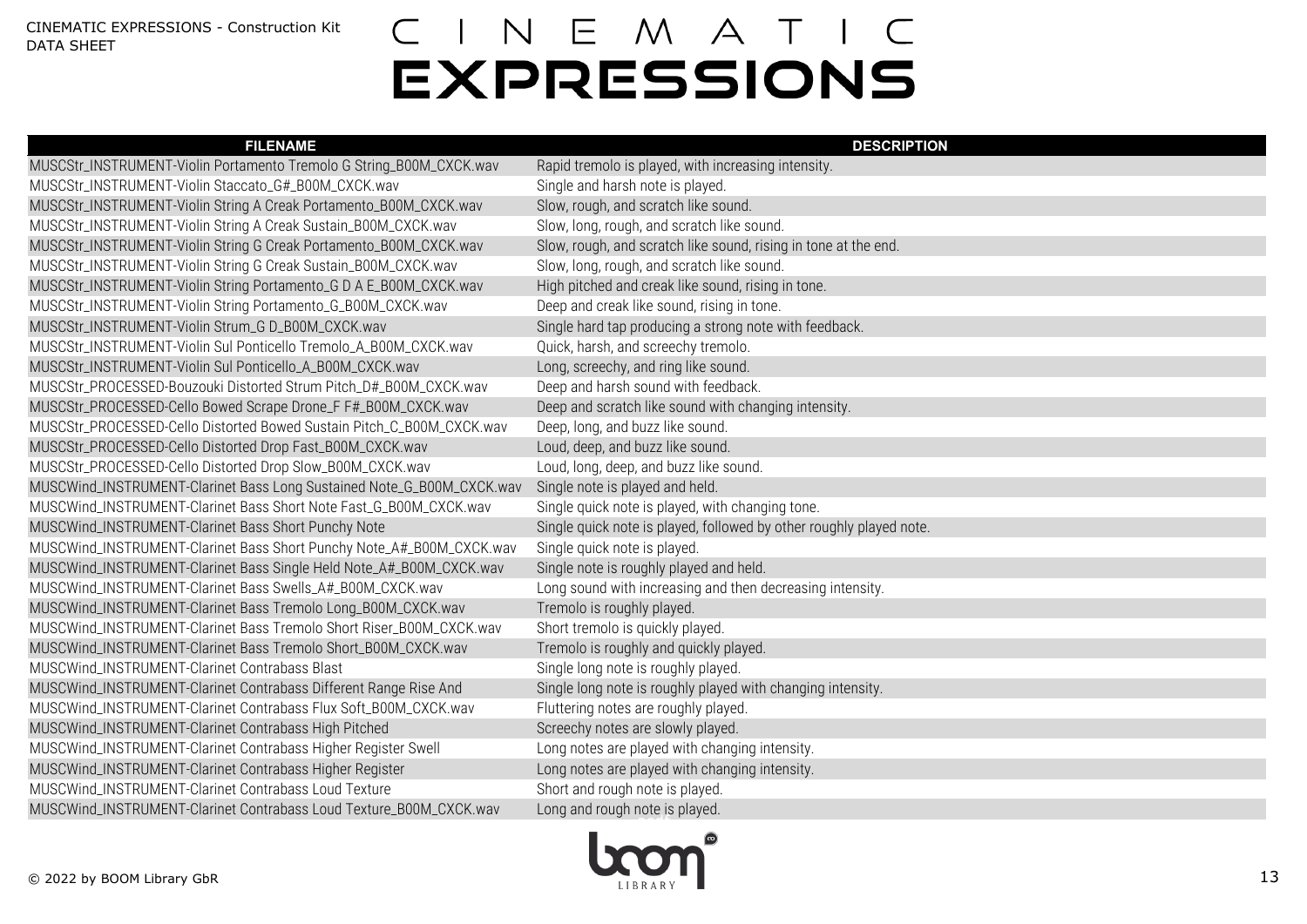| FILENAME | DESCRIPTION |
|---|---|
| MUSCStr_INSTRUMENT-Violin Portamento Tremolo G String_B00M_CXCK.wav | Rapid tremolo is played, with increasing intensity. |
| MUSCStr_INSTRUMENT-Violin Staccato_G#_B00M_CXCK.wav | Single and harsh note is played. |
| MUSCStr_INSTRUMENT-Violin String A Creak Portamento_B00M_CXCK.wav | Slow, rough, and scratch like sound. |
| MUSCStr_INSTRUMENT-Violin String A Creak Sustain_B00M_CXCK.wav | Slow, long, rough, and scratch like sound. |
| MUSCStr_INSTRUMENT-Violin String G Creak Portamento_B00M_CXCK.wav | Slow, rough, and scratch like sound, rising in tone at the end. |
| MUSCStr_INSTRUMENT-Violin String G Creak Sustain_B00M_CXCK.wav | Slow, long, rough, and scratch like sound. |
| MUSCStr_INSTRUMENT-Violin String Portamento_G D A E_B00M_CXCK.wav | High pitched and creak like sound, rising in tone. |
| MUSCStr_INSTRUMENT-Violin String Portamento_G_B00M_CXCK.wav | Deep and creak like sound, rising in tone. |
| MUSCStr_INSTRUMENT-Violin Strum_G D_B00M_CXCK.wav | Single hard tap producing a strong note with feedback. |
| MUSCStr_INSTRUMENT-Violin Sul Ponticello Tremolo_A_B00M_CXCK.wav | Quick, harsh, and screechy tremolo. |
| MUSCStr_INSTRUMENT-Violin Sul Ponticello_A_B00M_CXCK.wav | Long, screechy, and ring like sound. |
| MUSCStr_PROCESSED-Bouzouki Distorted Strum Pitch_D#_B00M_CXCK.wav | Deep and harsh sound with feedback. |
| MUSCStr_PROCESSED-Cello Bowed Scrape Drone_F F#_B00M_CXCK.wav | Deep and scratch like sound with changing intensity. |
| MUSCStr_PROCESSED-Cello Distorted Bowed Sustain Pitch_C_B00M_CXCK.wav | Deep, long, and buzz like sound. |
| MUSCStr_PROCESSED-Cello Distorted Drop Fast_B00M_CXCK.wav | Loud, deep, and buzz like sound. |
| MUSCStr_PROCESSED-Cello Distorted Drop Slow_B00M_CXCK.wav | Loud, long, deep, and buzz like sound. |
| MUSCWind_INSTRUMENT-Clarinet Bass Long Sustained Note_G_B00M_CXCK.wav | Single note is played and held. |
| MUSCWind_INSTRUMENT-Clarinet Bass Short Note Fast_G_B00M_CXCK.wav | Single quick note is played, with changing tone. |
| MUSCWind_INSTRUMENT-Clarinet Bass Short Punchy Note | Single quick note is played, followed by other roughly played note. |
| MUSCWind_INSTRUMENT-Clarinet Bass Short Punchy Note_A#_B00M_CXCK.wav | Single quick note is played. |
| MUSCWind_INSTRUMENT-Clarinet Bass Single Held Note_A#_B00M_CXCK.wav | Single note is roughly played and held. |
| MUSCWind_INSTRUMENT-Clarinet Bass Swells_A#_B00M_CXCK.wav | Long sound with increasing and then decreasing intensity. |
| MUSCWind_INSTRUMENT-Clarinet Bass Tremolo Long_B00M_CXCK.wav | Tremolo is roughly played. |
| MUSCWind_INSTRUMENT-Clarinet Bass Tremolo Short Riser_B00M_CXCK.wav | Short tremolo is quickly played. |
| MUSCWind_INSTRUMENT-Clarinet Bass Tremolo Short_B00M_CXCK.wav | Tremolo is roughly and quickly played. |
| MUSCWind_INSTRUMENT-Clarinet Contrabass Blast | Single long note is roughly played. |
| MUSCWind_INSTRUMENT-Clarinet Contrabass Different Range Rise And | Single long note is roughly played with changing intensity. |
| MUSCWind_INSTRUMENT-Clarinet Contrabass Flux Soft_B00M_CXCK.wav | Fluttering notes are roughly played. |
| MUSCWind_INSTRUMENT-Clarinet Contrabass High Pitched | Screechy notes are slowly played. |
| MUSCWind_INSTRUMENT-Clarinet Contrabass Higher Register Swell | Long notes are played with changing intensity. |
| MUSCWind_INSTRUMENT-Clarinet Contrabass Higher Register | Long notes are played with changing intensity. |
| MUSCWind_INSTRUMENT-Clarinet Contrabass Loud Texture | Short and rough note is played. |
| MUSCWind_INSTRUMENT-Clarinet Contrabass Loud Texture_B00M_CXCK.wav | Long and rough note is played. |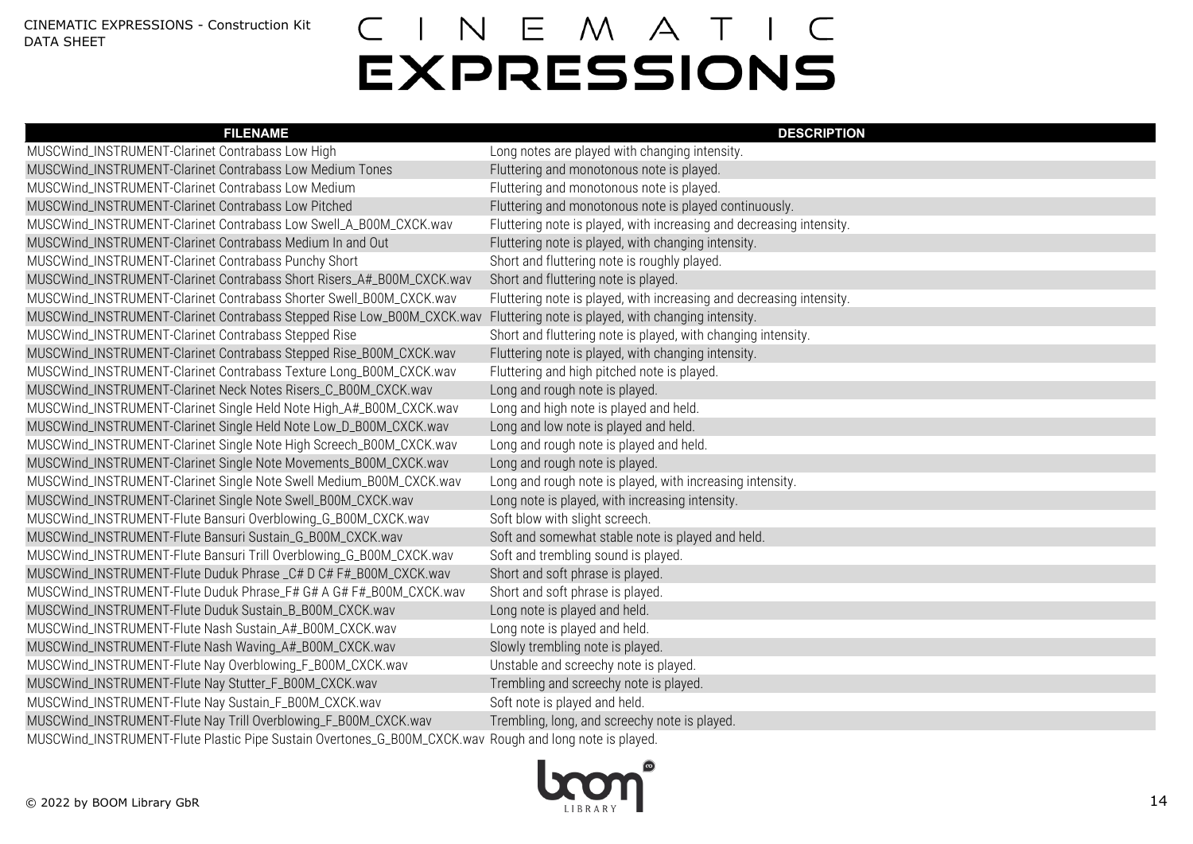| FILENAME | DESCRIPTION |
|---|---|
| MUSCWind_INSTRUMENT-Clarinet Contrabass Low High | Long notes are played with changing intensity. |
| MUSCWind_INSTRUMENT-Clarinet Contrabass Low Medium Tones | Fluttering and monotonous note is played. |
| MUSCWind_INSTRUMENT-Clarinet Contrabass Low Medium | Fluttering and monotonous note is played. |
| MUSCWind_INSTRUMENT-Clarinet Contrabass Low Pitched | Fluttering and monotonous note is played continuously. |
| MUSCWind_INSTRUMENT-Clarinet Contrabass Low Swell_A_B00M_CXCK.wav | Fluttering note is played, with increasing and decreasing intensity. |
| MUSCWind_INSTRUMENT-Clarinet Contrabass Medium In and Out | Fluttering note is played, with changing intensity. |
| MUSCWind_INSTRUMENT-Clarinet Contrabass Punchy Short | Short and fluttering note is roughly played. |
| MUSCWind_INSTRUMENT-Clarinet Contrabass Short Risers_A#_B00M_CXCK.wav | Short and fluttering note is played. |
| MUSCWind_INSTRUMENT-Clarinet Contrabass Shorter Swell_B00M_CXCK.wav | Fluttering note is played, with increasing and decreasing intensity. |
| MUSCWind_INSTRUMENT-Clarinet Contrabass Stepped Rise Low_B00M_CXCK.wav | Fluttering note is played, with changing intensity. |
| MUSCWind_INSTRUMENT-Clarinet Contrabass Stepped Rise | Short and fluttering note is played, with changing intensity. |
| MUSCWind_INSTRUMENT-Clarinet Contrabass Stepped Rise_B00M_CXCK.wav | Fluttering note is played, with changing intensity. |
| MUSCWind_INSTRUMENT-Clarinet Contrabass Texture Long_B00M_CXCK.wav | Fluttering and high pitched note is played. |
| MUSCWind_INSTRUMENT-Clarinet Neck Notes Risers_C_B00M_CXCK.wav | Long and rough note is played. |
| MUSCWind_INSTRUMENT-Clarinet Single Held Note High_A#_B00M_CXCK.wav | Long and high note is played and held. |
| MUSCWind_INSTRUMENT-Clarinet Single Held Note Low_D_B00M_CXCK.wav | Long and low note is played and held. |
| MUSCWind_INSTRUMENT-Clarinet Single Note High Screech_B00M_CXCK.wav | Long and rough note is played and held. |
| MUSCWind_INSTRUMENT-Clarinet Single Note Movements_B00M_CXCK.wav | Long and rough note is played. |
| MUSCWind_INSTRUMENT-Clarinet Single Note Swell Medium_B00M_CXCK.wav | Long and rough note is played, with increasing intensity. |
| MUSCWind_INSTRUMENT-Clarinet Single Note Swell_B00M_CXCK.wav | Long note is played, with increasing intensity. |
| MUSCWind_INSTRUMENT-Flute Bansuri Overblowing_G_B00M_CXCK.wav | Soft blow with slight screech. |
| MUSCWind_INSTRUMENT-Flute Bansuri Sustain_G_B00M_CXCK.wav | Soft and somewhat stable note is played and held. |
| MUSCWind_INSTRUMENT-Flute Bansuri Trill Overblowing_G_B00M_CXCK.wav | Soft and trembling sound is played. |
| MUSCWind_INSTRUMENT-Flute Duduk Phrase _C# D C# F#_B00M_CXCK.wav | Short and soft phrase is played. |
| MUSCWind_INSTRUMENT-Flute Duduk Phrase_F# G# A G# F#_B00M_CXCK.wav | Short and soft phrase is played. |
| MUSCWind_INSTRUMENT-Flute Duduk Sustain_B_B00M_CXCK.wav | Long note is played and held. |
| MUSCWind_INSTRUMENT-Flute Nash Sustain_A#_B00M_CXCK.wav | Long note is played and held. |
| MUSCWind_INSTRUMENT-Flute Nash Waving_A#_B00M_CXCK.wav | Slowly trembling note is played. |
| MUSCWind_INSTRUMENT-Flute Nay Overblowing_F_B00M_CXCK.wav | Unstable and screechy note is played. |
| MUSCWind_INSTRUMENT-Flute Nay Stutter_F_B00M_CXCK.wav | Trembling and screechy note is played. |
| MUSCWind_INSTRUMENT-Flute Nay Sustain_F_B00M_CXCK.wav | Soft note is played and held. |
| MUSCWind_INSTRUMENT-Flute Nay Trill Overblowing_F_B00M_CXCK.wav | Trembling, long, and screechy note is played. |
| MUSCWind_INSTRUMENT-Flute Plastic Pipe Sustain Overtones_G_B00M_CXCK.wav | Rough and long note is played. |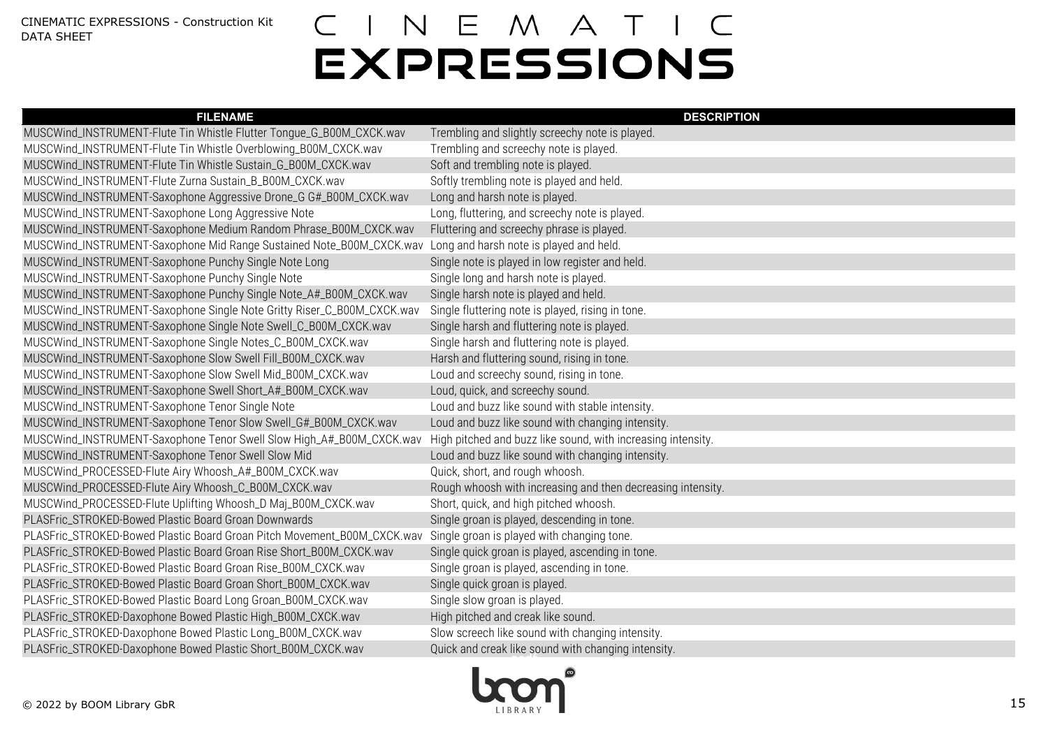| FILENAME | DESCRIPTION |
| --- | --- |
| MUSCWind_INSTRUMENT-Flute Tin Whistle Flutter Tongue_G_B00M_CXCK.wav | Trembling and slightly screechy note is played. |
| MUSCWind_INSTRUMENT-Flute Tin Whistle Overblowing_B00M_CXCK.wav | Trembling and screechy note is played. |
| MUSCWind_INSTRUMENT-Flute Tin Whistle Sustain_G_B00M_CXCK.wav | Soft and trembling note is played. |
| MUSCWind_INSTRUMENT-Flute Zurna Sustain_B_B00M_CXCK.wav | Softly trembling note is played and held. |
| MUSCWind_INSTRUMENT-Saxophone Aggressive Drone_G G#_B00M_CXCK.wav | Long and harsh note is played. |
| MUSCWind_INSTRUMENT-Saxophone Long Aggressive Note | Long, fluttering, and screechy note is played. |
| MUSCWind_INSTRUMENT-Saxophone Medium Random Phrase_B00M_CXCK.wav | Fluttering and screechy phrase is played. |
| MUSCWind_INSTRUMENT-Saxophone Mid Range Sustained Note_B00M_CXCK.wav | Long and harsh note is played and held. |
| MUSCWind_INSTRUMENT-Saxophone Punchy Single Note Long | Single note is played in low register and held. |
| MUSCWind_INSTRUMENT-Saxophone Punchy Single Note | Single long and harsh note is played. |
| MUSCWind_INSTRUMENT-Saxophone Punchy Single Note_A#_B00M_CXCK.wav | Single harsh note is played and held. |
| MUSCWind_INSTRUMENT-Saxophone Single Note Gritty Riser_C_B00M_CXCK.wav | Single fluttering note is played, rising in tone. |
| MUSCWind_INSTRUMENT-Saxophone Single Note Swell_C_B00M_CXCK.wav | Single harsh and fluttering note is played. |
| MUSCWind_INSTRUMENT-Saxophone Single Notes_C_B00M_CXCK.wav | Single harsh and fluttering note is played. |
| MUSCWind_INSTRUMENT-Saxophone Slow Swell Fill_B00M_CXCK.wav | Harsh and fluttering sound, rising in tone. |
| MUSCWind_INSTRUMENT-Saxophone Slow Swell Mid_B00M_CXCK.wav | Loud and screechy sound, rising in tone. |
| MUSCWind_INSTRUMENT-Saxophone Swell Short_A#_B00M_CXCK.wav | Loud, quick, and screechy sound. |
| MUSCWind_INSTRUMENT-Saxophone Tenor Single Note | Loud and buzz like sound with stable intensity. |
| MUSCWind_INSTRUMENT-Saxophone Tenor Slow Swell_G#_B00M_CXCK.wav | Loud and buzz like sound with changing intensity. |
| MUSCWind_INSTRUMENT-Saxophone Tenor Swell Slow High_A#_B00M_CXCK.wav | High pitched and buzz like sound, with increasing intensity. |
| MUSCWind_INSTRUMENT-Saxophone Tenor Swell Slow Mid | Loud and buzz like sound with changing intensity. |
| MUSCWind_PROCESSED-Flute Airy Whoosh_A#_B00M_CXCK.wav | Quick, short, and rough whoosh. |
| MUSCWind_PROCESSED-Flute Airy Whoosh_C_B00M_CXCK.wav | Rough whoosh with increasing and then decreasing intensity. |
| MUSCWind_PROCESSED-Flute Uplifting Whoosh_D Maj_B00M_CXCK.wav | Short, quick, and high pitched whoosh. |
| PLASFric_STROKED-Bowed Plastic Board Groan Downwards | Single groan is played, descending in tone. |
| PLASFric_STROKED-Bowed Plastic Board Groan Pitch Movement_B00M_CXCK.wav | Single groan is played with changing tone. |
| PLASFric_STROKED-Bowed Plastic Board Groan Rise Short_B00M_CXCK.wav | Single quick groan is played, ascending in tone. |
| PLASFric_STROKED-Bowed Plastic Board Groan Rise_B00M_CXCK.wav | Single groan is played, ascending in tone. |
| PLASFric_STROKED-Bowed Plastic Board Groan Short_B00M_CXCK.wav | Single quick groan is played. |
| PLASFric_STROKED-Bowed Plastic Board Long Groan_B00M_CXCK.wav | Single slow groan is played. |
| PLASFric_STROKED-Daxophone Bowed Plastic High_B00M_CXCK.wav | High pitched and creak like sound. |
| PLASFric_STROKED-Daxophone Bowed Plastic Long_B00M_CXCK.wav | Slow screech like sound with changing intensity. |
| PLASFric_STROKED-Daxophone Bowed Plastic Short_B00M_CXCK.wav | Quick and creak like sound with changing intensity. |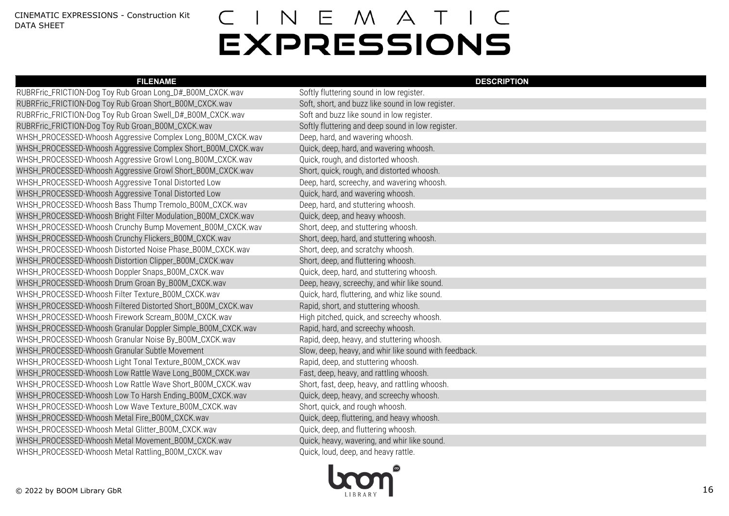# CINEMATIC EXPRESSIONS

CINEMATIC EXPRESSIONS - Construction Kit
DATA SHEET

| FILENAME | DESCRIPTION |
| --- | --- |
| RUBRFric_FRICTION-Dog Toy Rub Groan Long_D#_B00M_CXCK.wav | Softly fluttering sound in low register. |
| RUBRFric_FRICTION-Dog Toy Rub Groan Short_B00M_CXCK.wav | Soft, short, and buzz like sound in low register. |
| RUBRFric_FRICTION-Dog Toy Rub Groan Swell_D#_B00M_CXCK.wav | Soft and buzz like sound in low register. |
| RUBRFric_FRICTION-Dog Toy Rub Groan_B00M_CXCK.wav | Softly fluttering and deep sound in low register. |
| WHSH_PROCESSED-Whoosh Aggressive Complex Long_B00M_CXCK.wav | Deep, hard, and wavering whoosh. |
| WHSH_PROCESSED-Whoosh Aggressive Complex Short_B00M_CXCK.wav | Quick, deep, hard, and wavering whoosh. |
| WHSH_PROCESSED-Whoosh Aggressive Growl Long_B00M_CXCK.wav | Quick, rough, and distorted whoosh. |
| WHSH_PROCESSED-Whoosh Aggressive Growl Short_B00M_CXCK.wav | Short, quick, rough, and distorted whoosh. |
| WHSH_PROCESSED-Whoosh Aggressive Tonal Distorted Low | Deep, hard, screechy, and wavering whoosh. |
| WHSH_PROCESSED-Whoosh Aggressive Tonal Distorted Low | Quick, hard, and wavering whoosh. |
| WHSH_PROCESSED-Whoosh Bass Thump Tremolo_B00M_CXCK.wav | Deep, hard, and stuttering whoosh. |
| WHSH_PROCESSED-Whoosh Bright Filter Modulation_B00M_CXCK.wav | Quick, deep, and heavy whoosh. |
| WHSH_PROCESSED-Whoosh Crunchy Bump Movement_B00M_CXCK.wav | Short, deep, and stuttering whoosh. |
| WHSH_PROCESSED-Whoosh Crunchy Flickers_B00M_CXCK.wav | Short, deep, hard, and stuttering whoosh. |
| WHSH_PROCESSED-Whoosh Distorted Noise Phase_B00M_CXCK.wav | Short, deep, and scratchy whoosh. |
| WHSH_PROCESSED-Whoosh Distortion Clipper_B00M_CXCK.wav | Short, deep, and fluttering whoosh. |
| WHSH_PROCESSED-Whoosh Doppler Snaps_B00M_CXCK.wav | Quick, deep, hard, and stuttering whoosh. |
| WHSH_PROCESSED-Whoosh Drum Groan By_B00M_CXCK.wav | Deep, heavy, screechy, and whir like sound. |
| WHSH_PROCESSED-Whoosh Filter Texture_B00M_CXCK.wav | Quick, hard, fluttering, and whiz like sound. |
| WHSH_PROCESSED-Whoosh Filtered Distorted Short_B00M_CXCK.wav | Rapid, short, and stuttering whoosh. |
| WHSH_PROCESSED-Whoosh Firework Scream_B00M_CXCK.wav | High pitched, quick, and screechy whoosh. |
| WHSH_PROCESSED-Whoosh Granular Doppler Simple_B00M_CXCK.wav | Rapid, hard, and screechy whoosh. |
| WHSH_PROCESSED-Whoosh Granular Noise By_B00M_CXCK.wav | Rapid, deep, heavy, and stuttering whoosh. |
| WHSH_PROCESSED-Whoosh Granular Subtle Movement | Slow, deep, heavy, and whir like sound with feedback. |
| WHSH_PROCESSED-Whoosh Light Tonal Texture_B00M_CXCK.wav | Rapid, deep, and stuttering whoosh. |
| WHSH_PROCESSED-Whoosh Low Rattle Wave Long_B00M_CXCK.wav | Fast, deep, heavy, and rattling whoosh. |
| WHSH_PROCESSED-Whoosh Low Rattle Wave Short_B00M_CXCK.wav | Short, fast, deep, heavy, and rattling whoosh. |
| WHSH_PROCESSED-Whoosh Low To Harsh Ending_B00M_CXCK.wav | Quick, deep, heavy, and screechy whoosh. |
| WHSH_PROCESSED-Whoosh Low Wave Texture_B00M_CXCK.wav | Short, quick, and rough whoosh. |
| WHSH_PROCESSED-Whoosh Metal Fire_B00M_CXCK.wav | Quick, deep, fluttering, and heavy whoosh. |
| WHSH_PROCESSED-Whoosh Metal Glitter_B00M_CXCK.wav | Quick, deep, and fluttering whoosh. |
| WHSH_PROCESSED-Whoosh Metal Movement_B00M_CXCK.wav | Quick, heavy, wavering, and whir like sound. |
| WHSH_PROCESSED-Whoosh Metal Rattling_B00M_CXCK.wav | Quick, loud, deep, and heavy rattle. |

© 2022 by BOOM Library GbR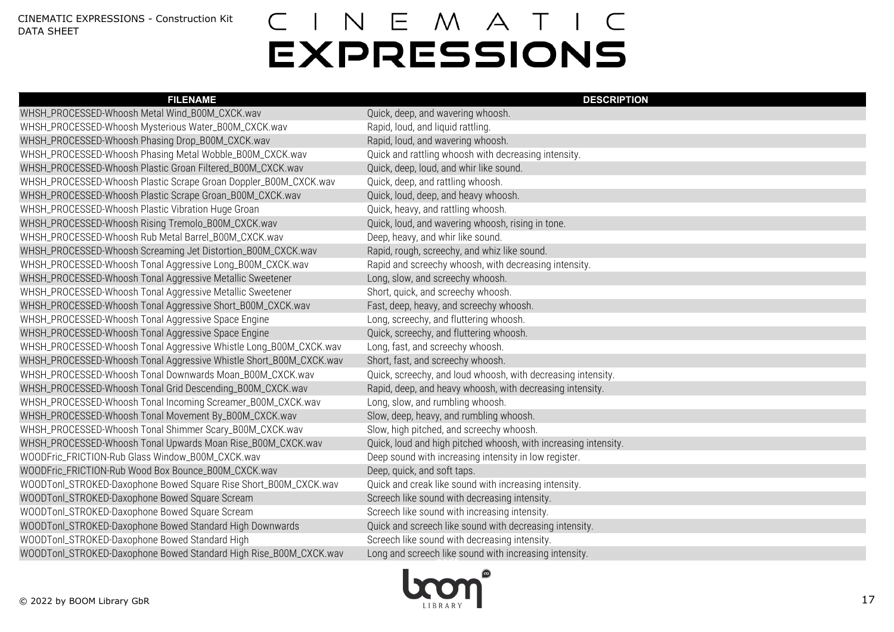| FILENAME | DESCRIPTION |
| --- | --- |
| WHSH_PROCESSED-Whoosh Metal Wind_B00M_CXCK.wav | Quick, deep, and wavering whoosh. |
| WHSH_PROCESSED-Whoosh Mysterious Water_B00M_CXCK.wav | Rapid, loud, and liquid rattling. |
| WHSH_PROCESSED-Whoosh Phasing Drop_B00M_CXCK.wav | Rapid, loud, and wavering whoosh. |
| WHSH_PROCESSED-Whoosh Phasing Metal Wobble_B00M_CXCK.wav | Quick and rattling whoosh with decreasing intensity. |
| WHSH_PROCESSED-Whoosh Plastic Groan Filtered_B00M_CXCK.wav | Quick, deep, loud, and whir like sound. |
| WHSH_PROCESSED-Whoosh Plastic Scrape Groan Doppler_B00M_CXCK.wav | Quick, deep, and rattling whoosh. |
| WHSH_PROCESSED-Whoosh Plastic Scrape Groan_B00M_CXCK.wav | Quick, loud, deep, and heavy whoosh. |
| WHSH_PROCESSED-Whoosh Plastic Vibration Huge Groan | Quick, heavy, and rattling whoosh. |
| WHSH_PROCESSED-Whoosh Rising Tremolo_B00M_CXCK.wav | Quick, loud, and wavering whoosh, rising in tone. |
| WHSH_PROCESSED-Whoosh Rub Metal Barrel_B00M_CXCK.wav | Deep, heavy, and whir like sound. |
| WHSH_PROCESSED-Whoosh Screaming Jet Distortion_B00M_CXCK.wav | Rapid, rough, screechy, and whiz like sound. |
| WHSH_PROCESSED-Whoosh Tonal Aggressive Long_B00M_CXCK.wav | Rapid and screechy whoosh, with decreasing intensity. |
| WHSH_PROCESSED-Whoosh Tonal Aggressive Metallic Sweetener | Long, slow, and screechy whoosh. |
| WHSH_PROCESSED-Whoosh Tonal Aggressive Metallic Sweetener | Short, quick, and screechy whoosh. |
| WHSH_PROCESSED-Whoosh Tonal Aggressive Short_B00M_CXCK.wav | Fast, deep, heavy, and screechy whoosh. |
| WHSH_PROCESSED-Whoosh Tonal Aggressive Space Engine | Long, screechy, and fluttering whoosh. |
| WHSH_PROCESSED-Whoosh Tonal Aggressive Space Engine | Quick, screechy, and fluttering whoosh. |
| WHSH_PROCESSED-Whoosh Tonal Aggressive Whistle Long_B00M_CXCK.wav | Long, fast, and screechy whoosh. |
| WHSH_PROCESSED-Whoosh Tonal Aggressive Whistle Short_B00M_CXCK.wav | Short, fast, and screechy whoosh. |
| WHSH_PROCESSED-Whoosh Tonal Downwards Moan_B00M_CXCK.wav | Quick, screechy, and loud whoosh, with decreasing intensity. |
| WHSH_PROCESSED-Whoosh Tonal Grid Descending_B00M_CXCK.wav | Rapid, deep, and heavy whoosh, with decreasing intensity. |
| WHSH_PROCESSED-Whoosh Tonal Incoming Screamer_B00M_CXCK.wav | Long, slow, and rumbling whoosh. |
| WHSH_PROCESSED-Whoosh Tonal Movement By_B00M_CXCK.wav | Slow, deep, heavy, and rumbling whoosh. |
| WHSH_PROCESSED-Whoosh Tonal Shimmer Scary_B00M_CXCK.wav | Slow, high pitched, and screechy whoosh. |
| WHSH_PROCESSED-Whoosh Tonal Upwards Moan Rise_B00M_CXCK.wav | Quick, loud and high pitched whoosh, with increasing intensity. |
| WOODFric_FRICTION-Rub Glass Window_B00M_CXCK.wav | Deep sound with increasing intensity in low register. |
| WOODFric_FRICTION-Rub Wood Box Bounce_B00M_CXCK.wav | Deep, quick, and soft taps. |
| WOODTonl_STROKED-Daxophone Bowed Square Rise Short_B00M_CXCK.wav | Quick and creak like sound with increasing intensity. |
| WOODTonl_STROKED-Daxophone Bowed Square Scream | Screech like sound with decreasing intensity. |
| WOODTonl_STROKED-Daxophone Bowed Square Scream | Screech like sound with increasing intensity. |
| WOODTonl_STROKED-Daxophone Bowed Standard High Downwards | Quick and screech like sound with decreasing intensity. |
| WOODTonl_STROKED-Daxophone Bowed Standard High | Screech like sound with decreasing intensity. |
| WOODTonl_STROKED-Daxophone Bowed Standard High Rise_B00M_CXCK.wav | Long and screech like sound with increasing intensity. |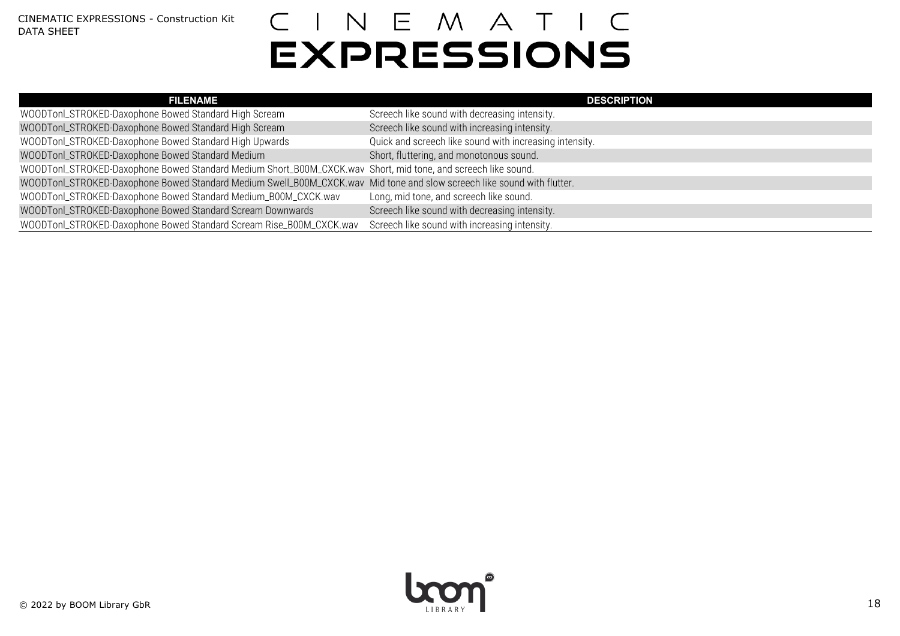| FILENAME | DESCRIPTION |
|---|---|
| WOODTonl_STROKED-Daxophone Bowed Standard High Scream | Screech like sound with decreasing intensity. |
| WOODTonl_STROKED-Daxophone Bowed Standard High Scream | Screech like sound with increasing intensity. |
| WOODTonl_STROKED-Daxophone Bowed Standard High Upwards | Quick and screech like sound with increasing intensity. |
| WOODTonl_STROKED-Daxophone Bowed Standard Medium | Short, fluttering, and monotonous sound. |
| WOODTonl_STROKED-Daxophone Bowed Standard Medium Short_B00M_CXCK.wav | Short, mid tone, and screech like sound. |
| WOODTonl_STROKED-Daxophone Bowed Standard Medium Swell_B00M_CXCK.wav | Mid tone and slow screech like sound with flutter. |
| WOODTonl_STROKED-Daxophone Bowed Standard Medium_B00M_CXCK.wav | Long, mid tone, and screech like sound. |
| WOODTonl_STROKED-Daxophone Bowed Standard Scream Downwards | Screech like sound with decreasing intensity. |
| WOODTonl_STROKED-Daxophone Bowed Standard Scream Rise_B00M_CXCK.wav | Screech like sound with increasing intensity. |

© 2022 by BOOM Library GbR